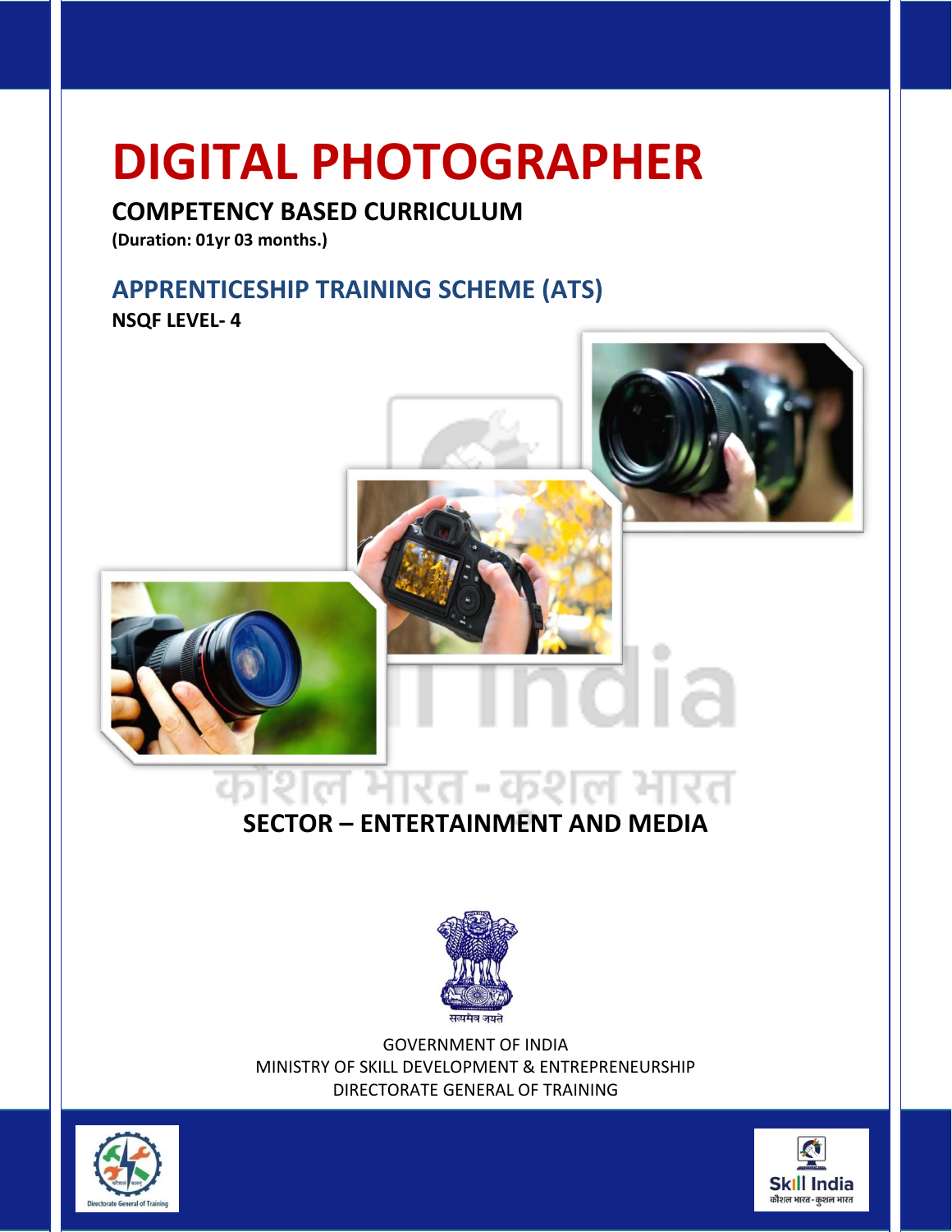# DIGITAL PHOTOGRAPHER

## COMPETENCY BASED CURRICULUM

**(Duration: 01yr 03 months.)**

## APPRENTICESHIP TRAINING SCHEME (ATS)

**NSQF LEVEL- 4**

**SECTOR – ENTERTAINMENT AND MEDIA**

GOVERNMENT OF INDIA
MINISTRY OF SKILL DEVELOPMENT & ENTREPRENEURSHIP
DIRECTORATE GENERAL OF TRAINING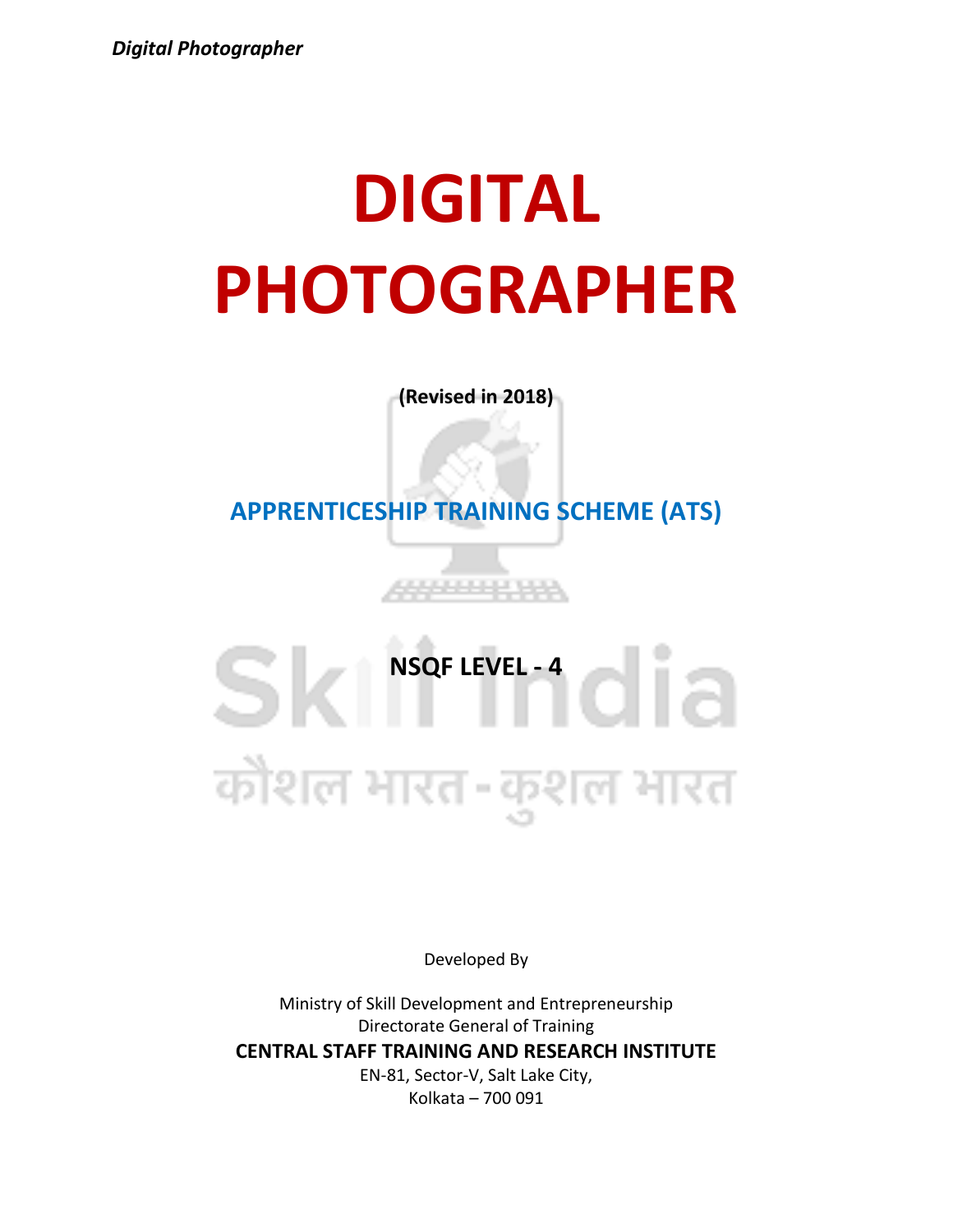# DIGITAL PHOTOGRAPHER

**(Revised in 2018)**

## APPRENTICESHIP TRAINING SCHEME (ATS)

**NSQF LEVEL - 4**

Developed By

Ministry of Skill Development and Entrepreneurship
Directorate General of Training
**CENTRAL STAFF TRAINING AND RESEARCH INSTITUTE**
EN-81, Sector-V, Salt Lake City,
Kolkata – 700 091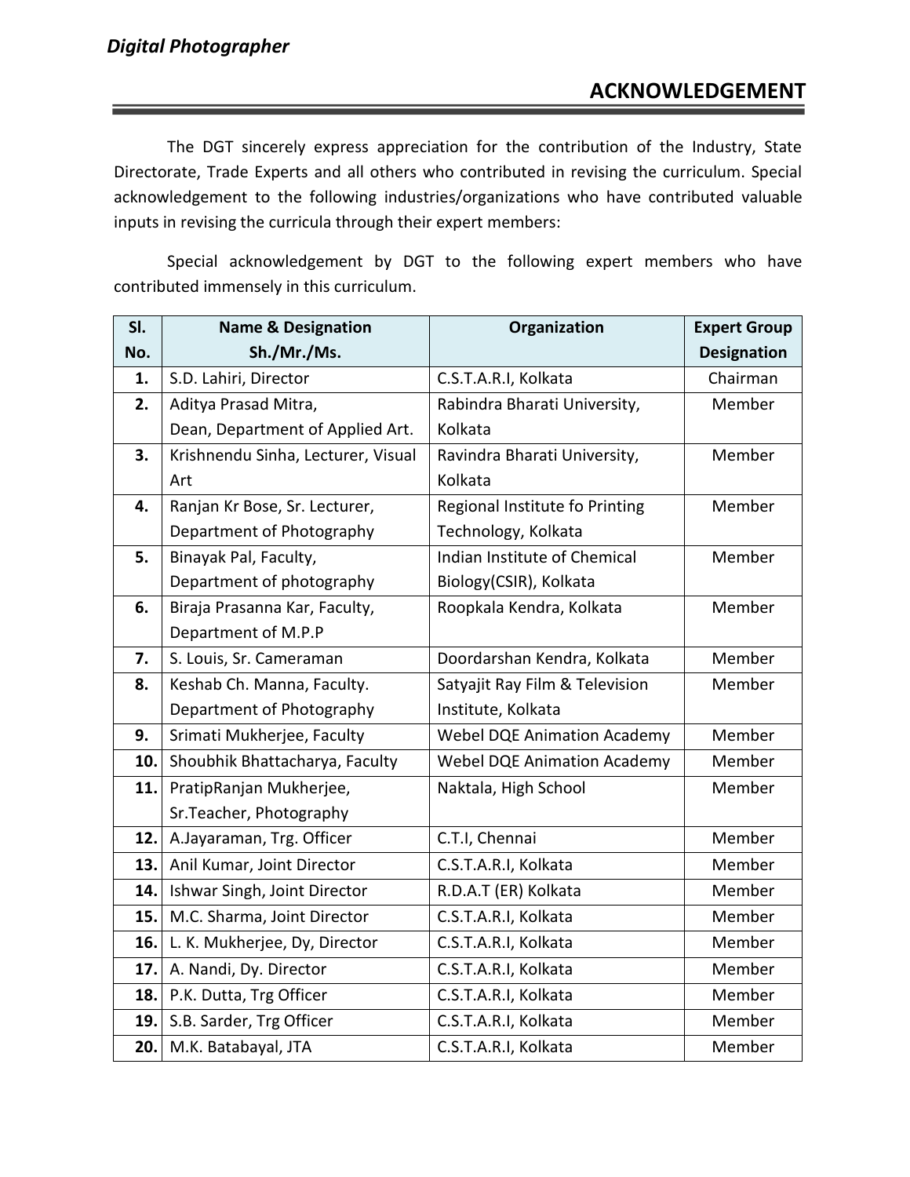## ACKNOWLEDGEMENT

The DGT sincerely express appreciation for the contribution of the Industry, State Directorate, Trade Experts and all others who contributed in revising the curriculum. Special acknowledgement to the following industries/organizations who have contributed valuable inputs in revising the curricula through their expert members:

Special acknowledgement by DGT to the following expert members who have contributed immensely in this curriculum.

| Sl. No. | Name & Designation Sh./Mr./Ms. | Organization | Expert Group Designation |
|---|---|---|---|
| 1. | S.D. Lahiri, Director | C.S.T.A.R.I, Kolkata | Chairman |
| 2. | Aditya Prasad Mitra, Dean, Department of Applied Art. | Rabindra Bharati University, Kolkata | Member |
| 3. | Krishnendu Sinha, Lecturer, Visual Art | Ravindra Bharati University, Kolkata | Member |
| 4. | Ranjan Kr Bose, Sr. Lecturer, Department of Photography | Regional Institute fo Printing Technology, Kolkata | Member |
| 5. | Binayak Pal, Faculty, Department of photography | Indian Institute of Chemical Biology(CSIR), Kolkata | Member |
| 6. | Biraja Prasanna Kar, Faculty, Department of M.P.P | Roopkala Kendra, Kolkata | Member |
| 7. | S. Louis, Sr. Cameraman | Doordarshan Kendra, Kolkata | Member |
| 8. | Keshab Ch. Manna, Faculty. Department of Photography | Satyajit Ray Film & Television Institute, Kolkata | Member |
| 9. | Srimati Mukherjee, Faculty | Webel DQE Animation Academy | Member |
| 10. | Shoubhik Bhattacharya, Faculty | Webel DQE Animation Academy | Member |
| 11. | PratipRanjan Mukherjee, Sr.Teacher, Photography | Naktala, High School | Member |
| 12. | A.Jayaraman, Trg. Officer | C.T.I, Chennai | Member |
| 13. | Anil Kumar, Joint Director | C.S.T.A.R.I, Kolkata | Member |
| 14. | Ishwar Singh, Joint Director | R.D.A.T (ER) Kolkata | Member |
| 15. | M.C. Sharma, Joint Director | C.S.T.A.R.I, Kolkata | Member |
| 16. | L. K. Mukherjee, Dy, Director | C.S.T.A.R.I, Kolkata | Member |
| 17. | A. Nandi, Dy. Director | C.S.T.A.R.I, Kolkata | Member |
| 18. | P.K. Dutta, Trg Officer | C.S.T.A.R.I, Kolkata | Member |
| 19. | S.B. Sarder, Trg Officer | C.S.T.A.R.I, Kolkata | Member |
| 20. | M.K. Batabayal, JTA | C.S.T.A.R.I, Kolkata | Member |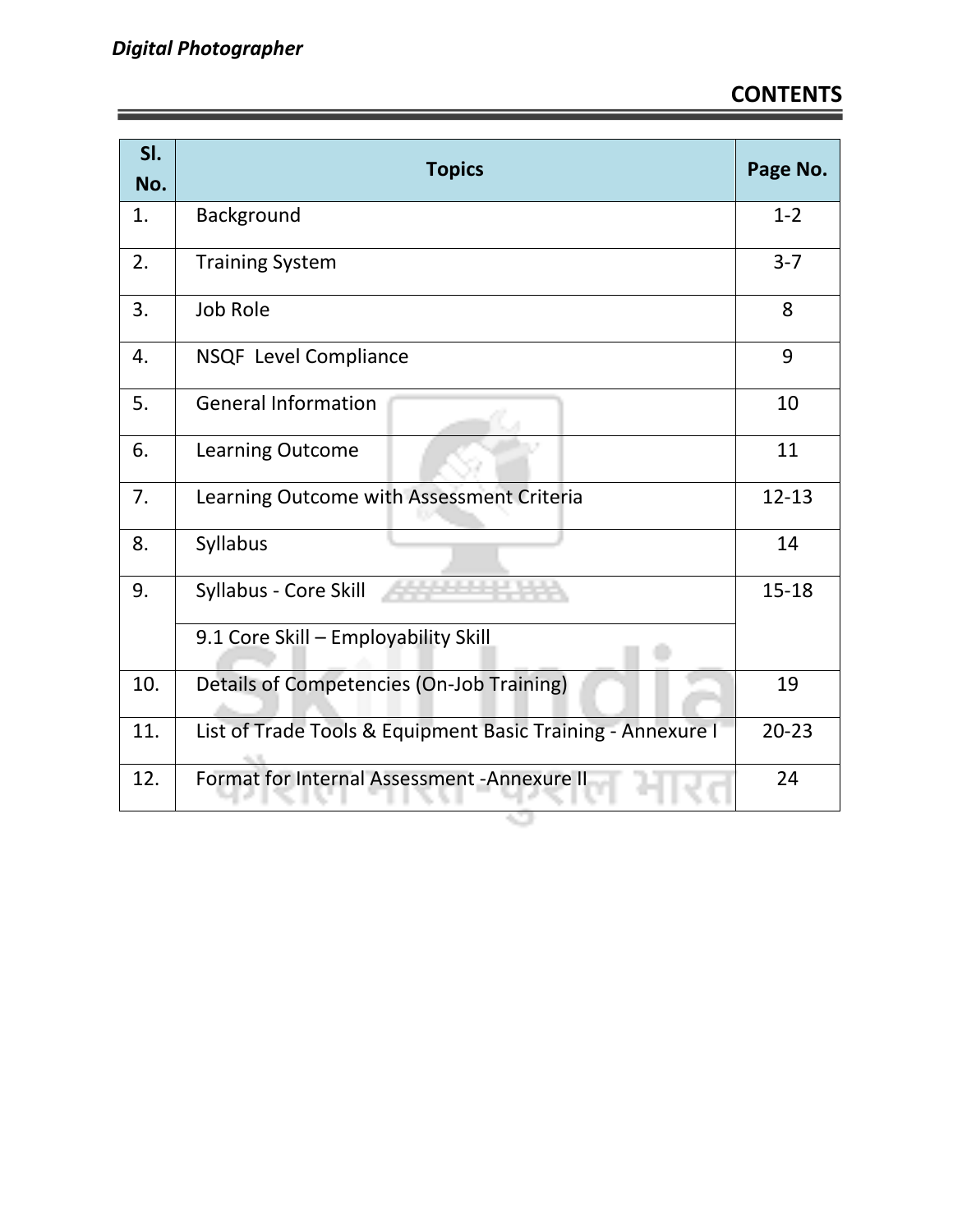## CONTENTS

| Sl. No. | Topics | Page No. |
|---|---|---|
| 1. | Background | 1-2 |
| 2. | Training System | 3-7 |
| 3. | Job Role | 8 |
| 4. | NSQF Level Compliance | 9 |
| 5. | General Information | 10 |
| 6. | Learning Outcome | 11 |
| 7. | Learning Outcome with Assessment Criteria | 12-13 |
| 8. | Syllabus | 14 |
| 9. | Syllabus - Core Skill | 15-18 |
| | 9.1 Core Skill – Employability Skill | |
| 10. | Details of Competencies (On-Job Training) | 19 |
| 11. | List of Trade Tools & Equipment Basic Training - Annexure I | 20-23 |
| 12. | Format for Internal Assessment -Annexure II | 24 |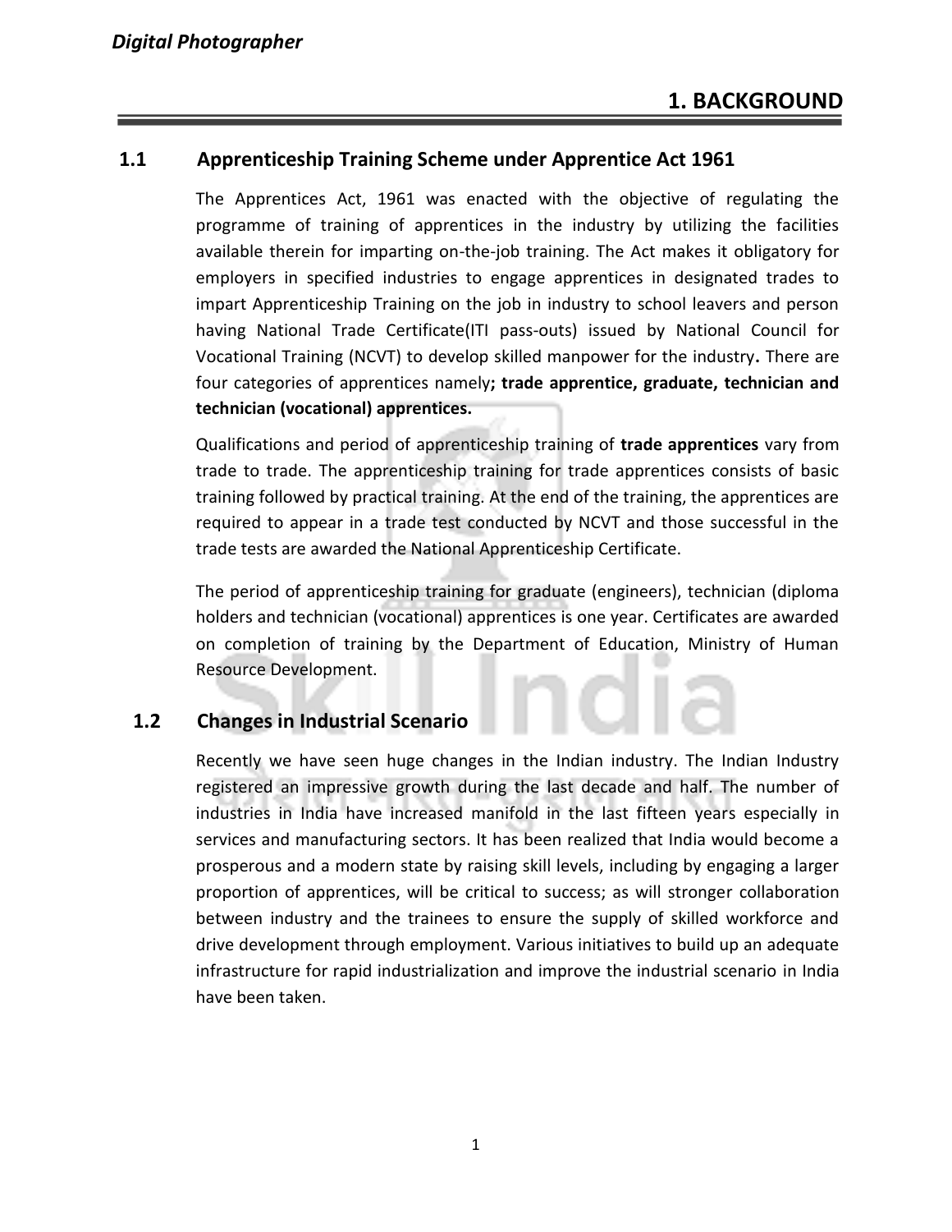# 1. BACKGROUND

## 1.1 Apprenticeship Training Scheme under Apprentice Act 1961

The Apprentices Act, 1961 was enacted with the objective of regulating the programme of training of apprentices in the industry by utilizing the facilities available therein for imparting on-the-job training. The Act makes it obligatory for employers in specified industries to engage apprentices in designated trades to impart Apprenticeship Training on the job in industry to school leavers and person having National Trade Certificate(ITI pass-outs) issued by National Council for Vocational Training (NCVT) to develop skilled manpower for the industry**.** There are four categories of apprentices namely**; trade apprentice, graduate, technician and technician (vocational) apprentices.**

Qualifications and period of apprenticeship training of **trade apprentices** vary from trade to trade. The apprenticeship training for trade apprentices consists of basic training followed by practical training. At the end of the training, the apprentices are required to appear in a trade test conducted by NCVT and those successful in the trade tests are awarded the National Apprenticeship Certificate.

The period of apprenticeship training for graduate (engineers), technician (diploma holders and technician (vocational) apprentices is one year. Certificates are awarded on completion of training by the Department of Education, Ministry of Human Resource Development.

## 1.2 Changes in Industrial Scenario

Recently we have seen huge changes in the Indian industry. The Indian Industry registered an impressive growth during the last decade and half. The number of industries in India have increased manifold in the last fifteen years especially in services and manufacturing sectors. It has been realized that India would become a prosperous and a modern state by raising skill levels, including by engaging a larger proportion of apprentices, will be critical to success; as will stronger collaboration between industry and the trainees to ensure the supply of skilled workforce and drive development through employment. Various initiatives to build up an adequate infrastructure for rapid industrialization and improve the industrial scenario in India have been taken.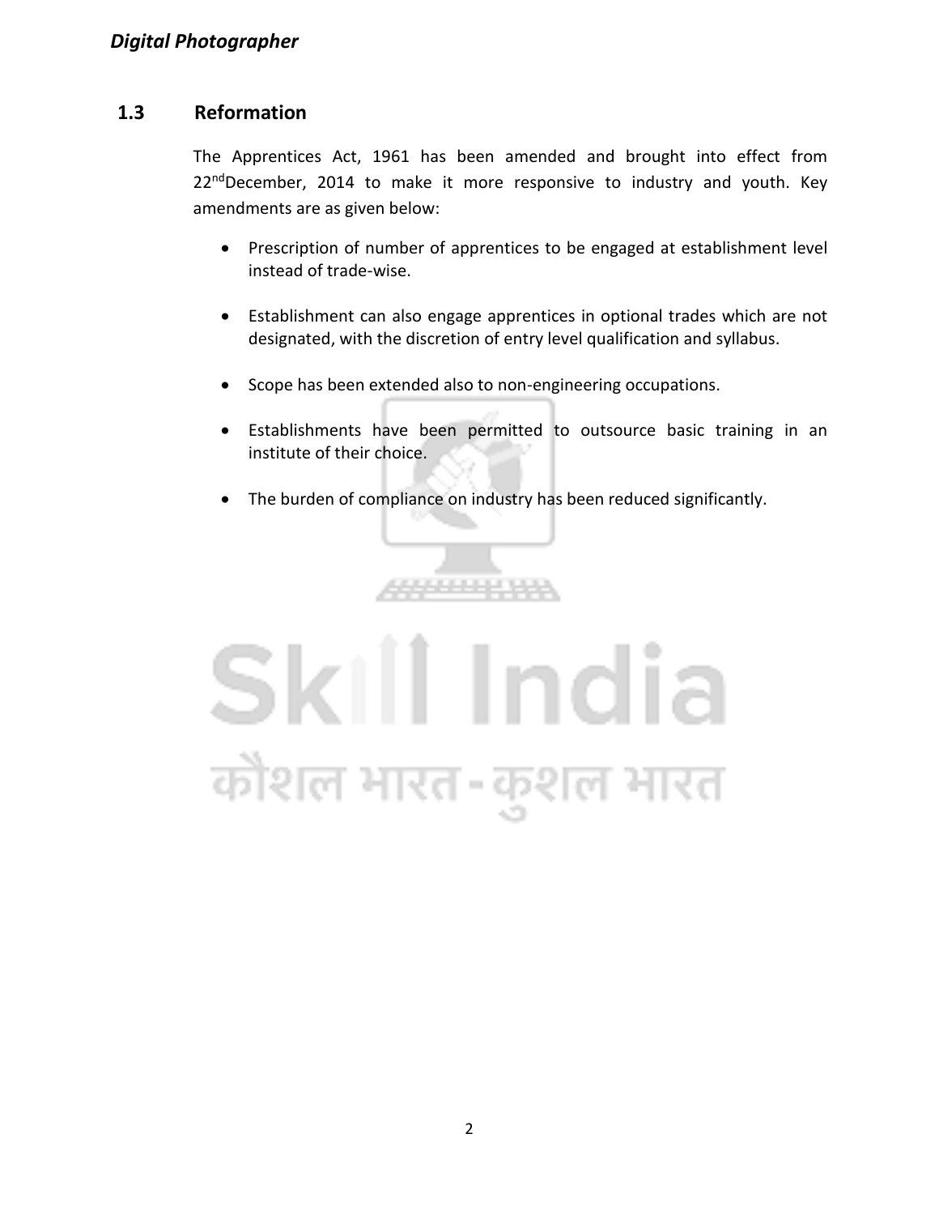## 1.3 Reformation

The Apprentices Act, 1961 has been amended and brought into effect from 22nd December, 2014 to make it more responsive to industry and youth. Key amendments are as given below:

- Prescription of number of apprentices to be engaged at establishment level instead of trade-wise.
- Establishment can also engage apprentices in optional trades which are not designated, with the discretion of entry level qualification and syllabus.
- Scope has been extended also to non-engineering occupations.
- Establishments have been permitted to outsource basic training in an institute of their choice.
- The burden of compliance on industry has been reduced significantly.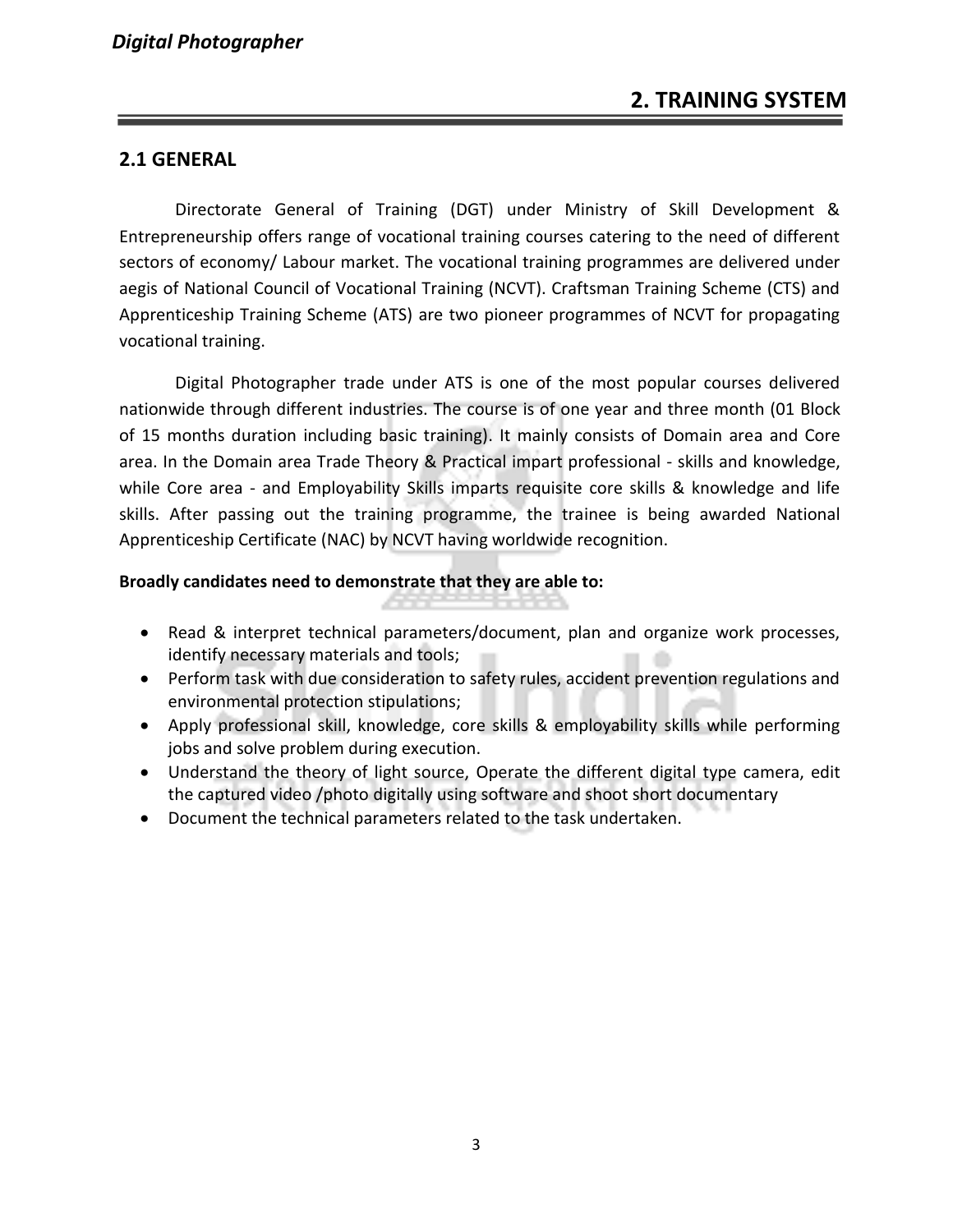## 2. TRAINING SYSTEM

### 2.1 GENERAL

Directorate General of Training (DGT) under Ministry of Skill Development & Entrepreneurship offers range of vocational training courses catering to the need of different sectors of economy/ Labour market. The vocational training programmes are delivered under aegis of National Council of Vocational Training (NCVT). Craftsman Training Scheme (CTS) and Apprenticeship Training Scheme (ATS) are two pioneer programmes of NCVT for propagating vocational training.

Digital Photographer trade under ATS is one of the most popular courses delivered nationwide through different industries. The course is of one year and three month (01 Block of 15 months duration including basic training). It mainly consists of Domain area and Core area. In the Domain area Trade Theory & Practical impart professional - skills and knowledge, while Core area - and Employability Skills imparts requisite core skills & knowledge and life skills. After passing out the training programme, the trainee is being awarded National Apprenticeship Certificate (NAC) by NCVT having worldwide recognition.

**Broadly candidates need to demonstrate that they are able to:**

- Read & interpret technical parameters/document, plan and organize work processes, identify necessary materials and tools;
- Perform task with due consideration to safety rules, accident prevention regulations and environmental protection stipulations;
- Apply professional skill, knowledge, core skills & employability skills while performing jobs and solve problem during execution.
- Understand the theory of light source, Operate the different digital type camera, edit the captured video /photo digitally using software and shoot short documentary
- Document the technical parameters related to the task undertaken.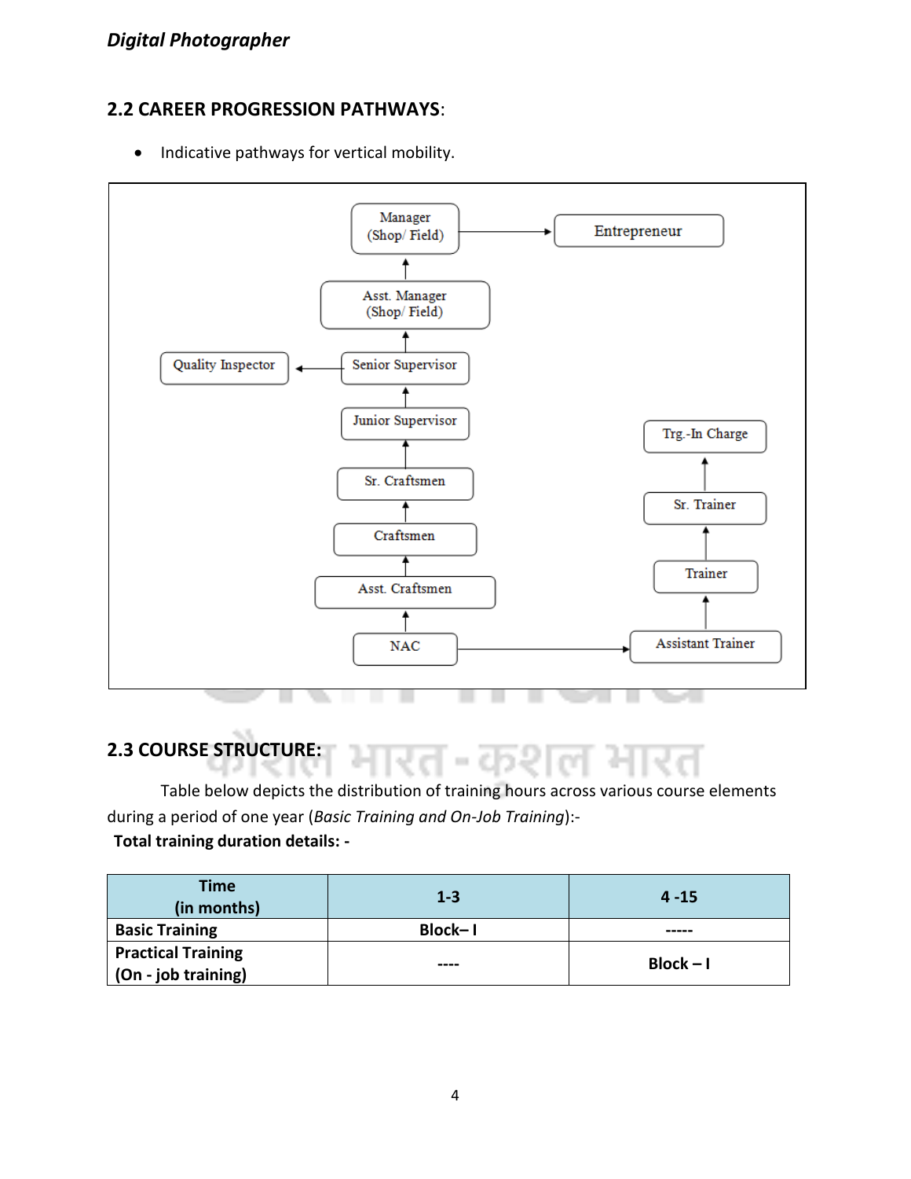## 2.2 CAREER PROGRESSION PATHWAYS:

- Indicative pathways for vertical mobility.

NAC → Asst. Craftsmen → Craftsmen → Sr. Craftsmen → Junior Supervisor → Senior Supervisor → Asst. Manager (Shop/ Field) → Manager (Shop/ Field) → Entrepreneur

Senior Supervisor → Quality Inspector

NAC → Assistant Trainer → Trainer → Sr. Trainer → Trg.-In Charge

## 2.3 COURSE STRUCTURE:

Table below depicts the distribution of training hours across various course elements during a period of one year (*Basic Training and On-Job Training*):-

**Total training duration details: -**

| Time (in months) | 1-3 | 4 -15 |
|---|---|---|
| **Basic Training** | **Block– I** | **-----** |
| **Practical Training (On - job training)** | **----** | **Block – I** |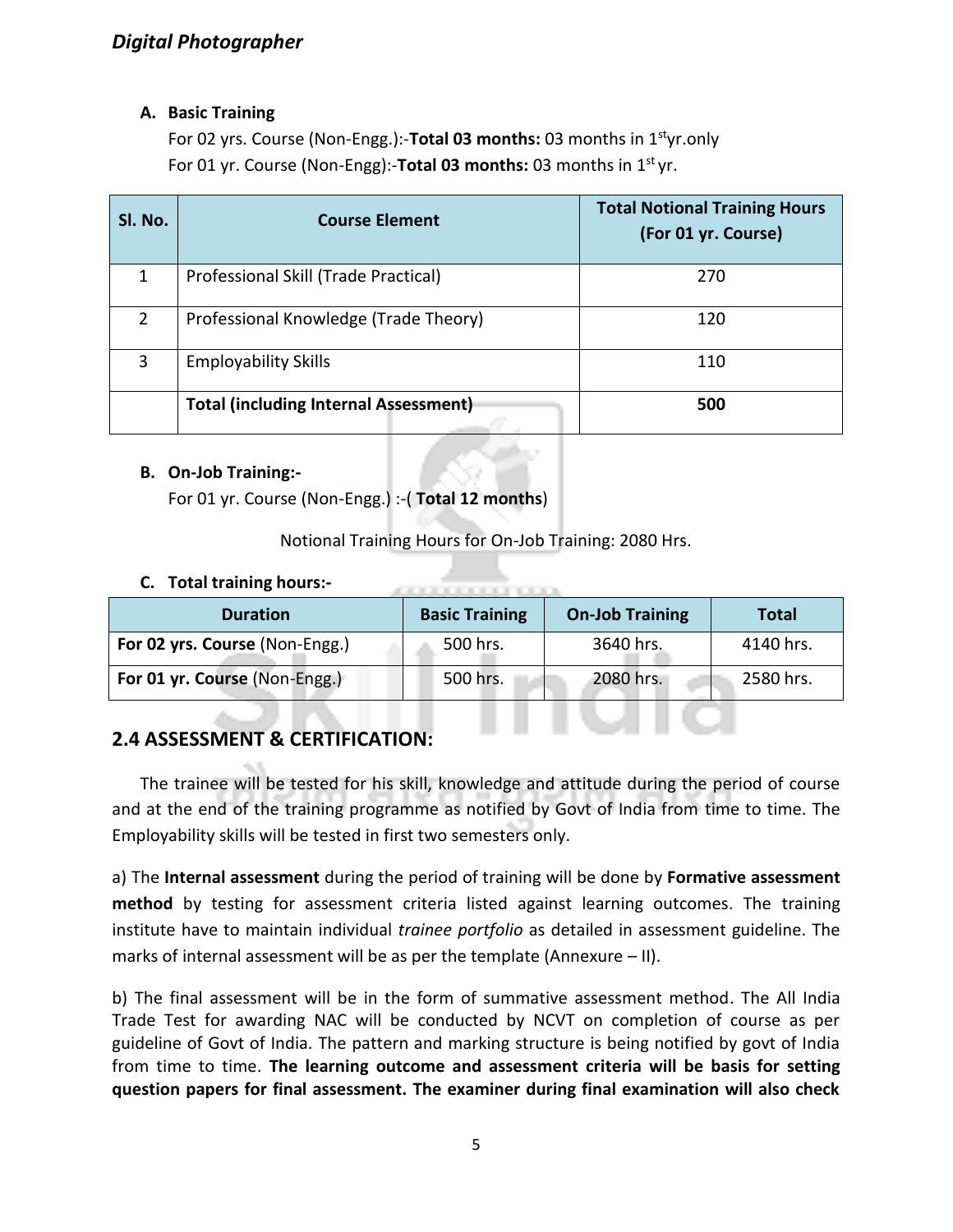**A. Basic Training**

For 02 yrs. Course (Non-Engg.):-**Total 03 months:** 03 months in 1st yr.only

For 01 yr. Course (Non-Engg):-**Total 03 months:** 03 months in 1st yr.

| Sl. No. | Course Element | Total Notional Training Hours (For 01 yr. Course) |
|---|---|---|
| 1 | Professional Skill (Trade Practical) | 270 |
| 2 | Professional Knowledge (Trade Theory) | 120 |
| 3 | Employability Skills | 110 |
| | **Total (including Internal Assessment)** | **500** |

**B. On-Job Training:-**

For 01 yr. Course (Non-Engg.) :-( **Total 12 months**)

Notional Training Hours for On-Job Training: 2080 Hrs.

**C. Total training hours:-**

| Duration | Basic Training | On-Job Training | Total |
|---|---|---|---|
| **For 02 yrs. Course** (Non-Engg.) | 500 hrs. | 3640 hrs. | 4140 hrs. |
| **For 01 yr. Course** (Non-Engg.) | 500 hrs. | 2080 hrs. | 2580 hrs. |

## 2.4 ASSESSMENT & CERTIFICATION:

The trainee will be tested for his skill, knowledge and attitude during the period of course and at the end of the training programme as notified by Govt of India from time to time. The Employability skills will be tested in first two semesters only.

a) The **Internal assessment** during the period of training will be done by **Formative assessment method** by testing for assessment criteria listed against learning outcomes. The training institute have to maintain individual *trainee portfolio* as detailed in assessment guideline. The marks of internal assessment will be as per the template (Annexure – II).

b) The final assessment will be in the form of summative assessment method. The All India Trade Test for awarding NAC will be conducted by NCVT on completion of course as per guideline of Govt of India. The pattern and marking structure is being notified by govt of India from time to time. **The learning outcome and assessment criteria will be basis for setting question papers for final assessment. The examiner during final examination will also check**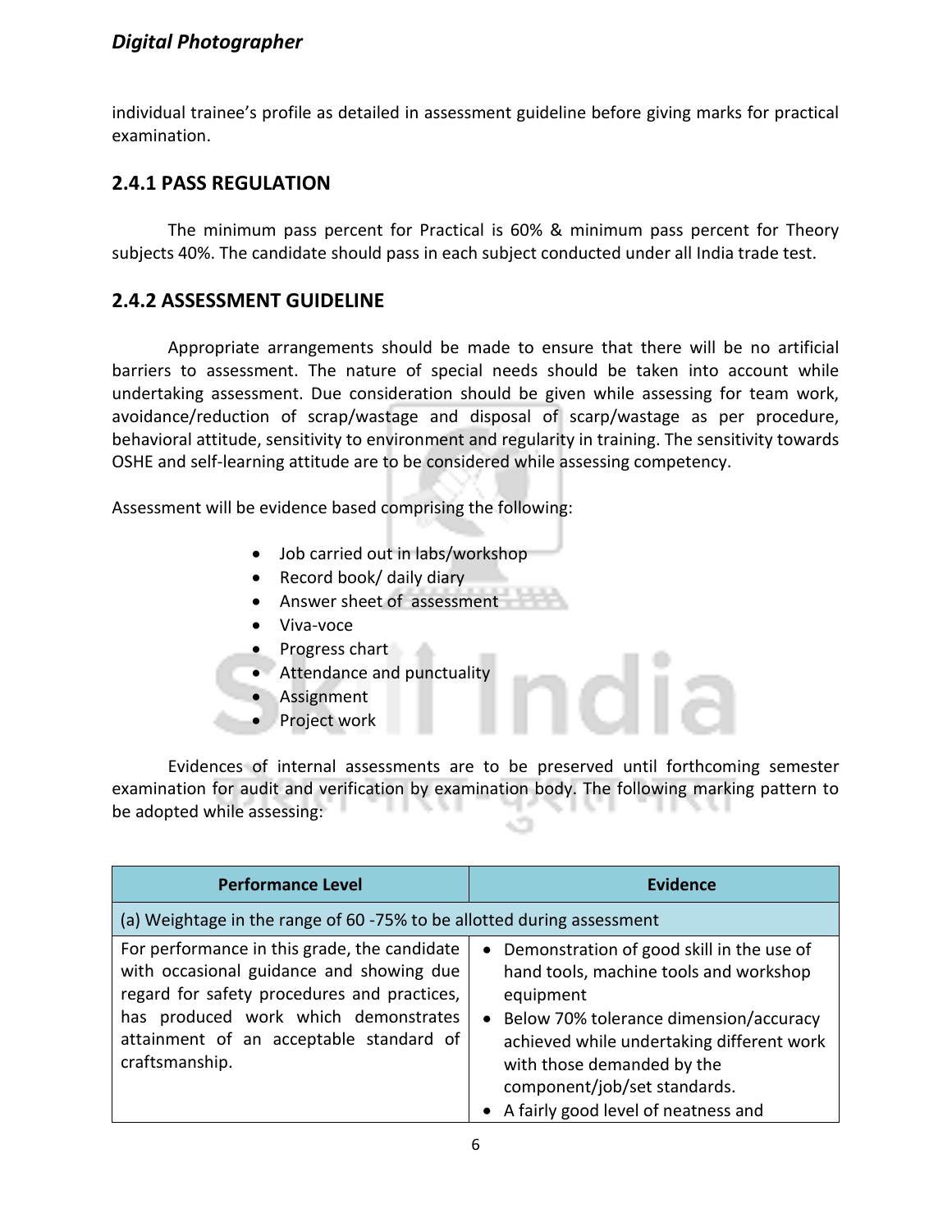individual trainee's profile as detailed in assessment guideline before giving marks for practical examination.

### 2.4.1 PASS REGULATION

The minimum pass percent for Practical is 60% & minimum pass percent for Theory subjects 40%. The candidate should pass in each subject conducted under all India trade test.

### 2.4.2 ASSESSMENT GUIDELINE

Appropriate arrangements should be made to ensure that there will be no artificial barriers to assessment. The nature of special needs should be taken into account while undertaking assessment. Due consideration should be given while assessing for team work, avoidance/reduction of scrap/wastage and disposal of scarp/wastage as per procedure, behavioral attitude, sensitivity to environment and regularity in training. The sensitivity towards OSHE and self-learning attitude are to be considered while assessing competency.

Assessment will be evidence based comprising the following:

- Job carried out in labs/workshop
- Record book/ daily diary
- Answer sheet of assessment
- Viva-voce
- Progress chart
- Attendance and punctuality
- Assignment
- Project work

Evidences of internal assessments are to be preserved until forthcoming semester examination for audit and verification by examination body. The following marking pattern to be adopted while assessing:

| Performance Level | Evidence |
|---|---|
| (a) Weightage in the range of 60 -75% to be allotted during assessment | |
| For performance in this grade, the candidate with occasional guidance and showing due regard for safety procedures and practices, has produced work which demonstrates attainment of an acceptable standard of craftsmanship. | • Demonstration of good skill in the use of hand tools, machine tools and workshop equipment<br>• Below 70% tolerance dimension/accuracy achieved while undertaking different work with those demanded by the component/job/set standards.<br>• A fairly good level of neatness and |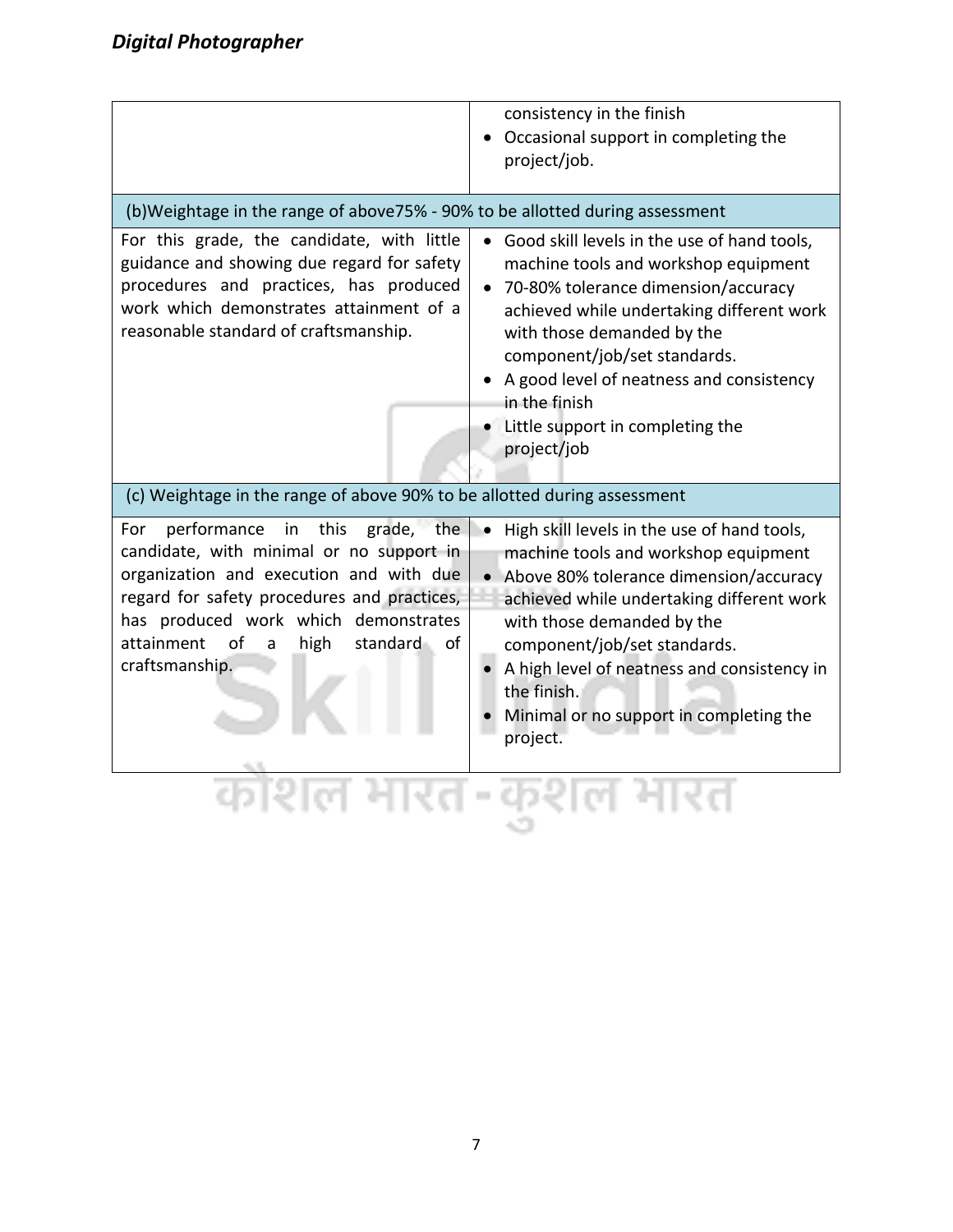| | |
|---|---|
| | consistency in the finish<br>• Occasional support in completing the project/job. |
| (b)Weightage in the range of above75% - 90% to be allotted during assessment | |
| For this grade, the candidate, with little guidance and showing due regard for safety procedures and practices, has produced work which demonstrates attainment of a reasonable standard of craftsmanship. | • Good skill levels in the use of hand tools, machine tools and workshop equipment<br>• 70-80% tolerance dimension/accuracy achieved while undertaking different work with those demanded by the component/job/set standards.<br>• A good level of neatness and consistency in the finish<br>• Little support in completing the project/job |
| (c) Weightage in the range of above 90% to be allotted during assessment | |
| For performance in this grade, the candidate, with minimal or no support in organization and execution and with due regard for safety procedures and practices, has produced work which demonstrates attainment of a high standard of craftsmanship. | • High skill levels in the use of hand tools, machine tools and workshop equipment<br>• Above 80% tolerance dimension/accuracy achieved while undertaking different work with those demanded by the component/job/set standards.<br>• A high level of neatness and consistency in the finish.<br>• Minimal or no support in completing the project. |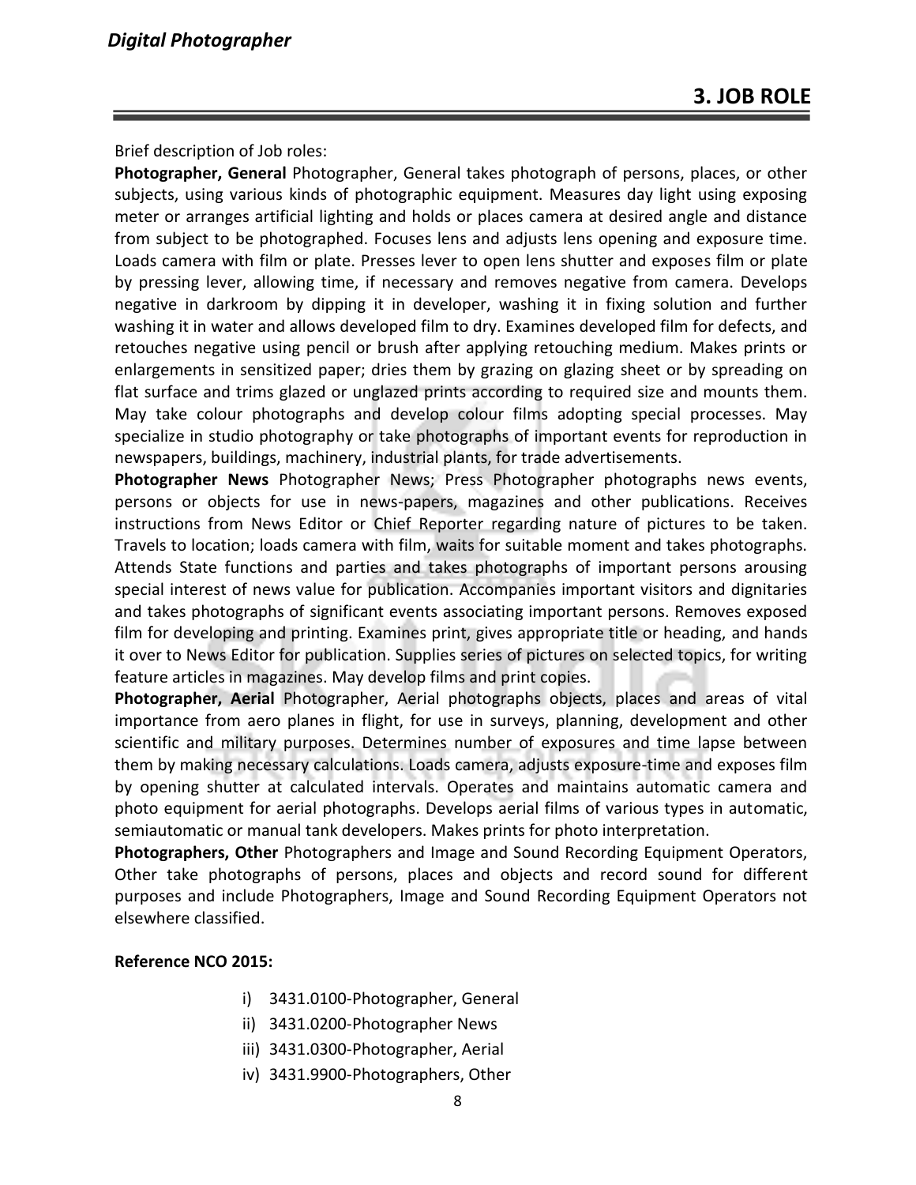## 3. JOB ROLE

Brief description of Job roles:

**Photographer, General** Photographer, General takes photograph of persons, places, or other subjects, using various kinds of photographic equipment. Measures day light using exposing meter or arranges artificial lighting and holds or places camera at desired angle and distance from subject to be photographed. Focuses lens and adjusts lens opening and exposure time. Loads camera with film or plate. Presses lever to open lens shutter and exposes film or plate by pressing lever, allowing time, if necessary and removes negative from camera. Develops negative in darkroom by dipping it in developer, washing it in fixing solution and further washing it in water and allows developed film to dry. Examines developed film for defects, and retouches negative using pencil or brush after applying retouching medium. Makes prints or enlargements in sensitized paper; dries them by grazing on glazing sheet or by spreading on flat surface and trims glazed or unglazed prints according to required size and mounts them. May take colour photographs and develop colour films adopting special processes. May specialize in studio photography or take photographs of important events for reproduction in newspapers, buildings, machinery, industrial plants, for trade advertisements.

**Photographer News** Photographer News; Press Photographer photographs news events, persons or objects for use in news-papers, magazines and other publications. Receives instructions from News Editor or Chief Reporter regarding nature of pictures to be taken. Travels to location; loads camera with film, waits for suitable moment and takes photographs. Attends State functions and parties and takes photographs of important persons arousing special interest of news value for publication. Accompanies important visitors and dignitaries and takes photographs of significant events associating important persons. Removes exposed film for developing and printing. Examines print, gives appropriate title or heading, and hands it over to News Editor for publication. Supplies series of pictures on selected topics, for writing feature articles in magazines. May develop films and print copies.

**Photographer, Aerial** Photographer, Aerial photographs objects, places and areas of vital importance from aero planes in flight, for use in surveys, planning, development and other scientific and military purposes. Determines number of exposures and time lapse between them by making necessary calculations. Loads camera, adjusts exposure-time and exposes film by opening shutter at calculated intervals. Operates and maintains automatic camera and photo equipment for aerial photographs. Develops aerial films of various types in automatic, semiautomatic or manual tank developers. Makes prints for photo interpretation.

**Photographers, Other** Photographers and Image and Sound Recording Equipment Operators, Other take photographs of persons, places and objects and record sound for different purposes and include Photographers, Image and Sound Recording Equipment Operators not elsewhere classified.

**Reference NCO 2015:**

i) 3431.0100-Photographer, General
ii) 3431.0200-Photographer News
iii) 3431.0300-Photographer, Aerial
iv) 3431.9900-Photographers, Other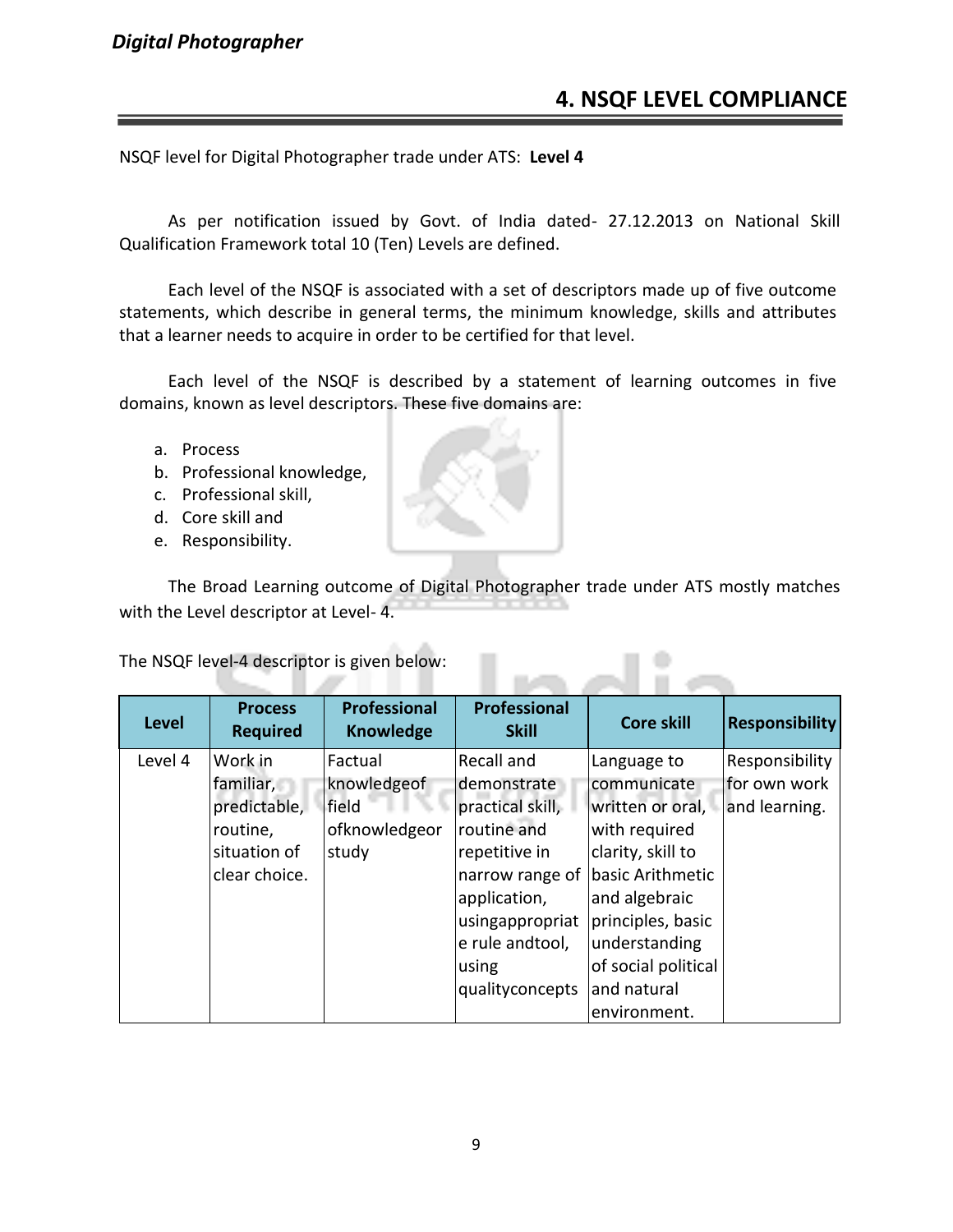## 4. NSQF LEVEL COMPLIANCE

NSQF level for Digital Photographer trade under ATS: **Level 4**

As per notification issued by Govt. of India dated- 27.12.2013 on National Skill Qualification Framework total 10 (Ten) Levels are defined.

Each level of the NSQF is associated with a set of descriptors made up of five outcome statements, which describe in general terms, the minimum knowledge, skills and attributes that a learner needs to acquire in order to be certified for that level.

Each level of the NSQF is described by a statement of learning outcomes in five domains, known as level descriptors. These five domains are:

a. Process
b. Professional knowledge,
c. Professional skill,
d. Core skill and
e. Responsibility.

The Broad Learning outcome of Digital Photographer trade under ATS mostly matches with the Level descriptor at Level- 4.

The NSQF level-4 descriptor is given below:

| Level | Process Required | Professional Knowledge | Professional Skill | Core skill | Responsibility |
|---|---|---|---|---|---|
| Level 4 | Work in familiar, predictable, routine, situation of clear choice. | Factual knowledgeof field ofknowledgeor study | Recall and demonstrate practical skill, routine and repetitive in narrow range of application, usingappropriate rule andtool, using qualityconcepts | Language to communicate written or oral, with required clarity, skill to basic Arithmetic and algebraic principles, basic understanding of social political and natural environment. | Responsibility for own work and learning. |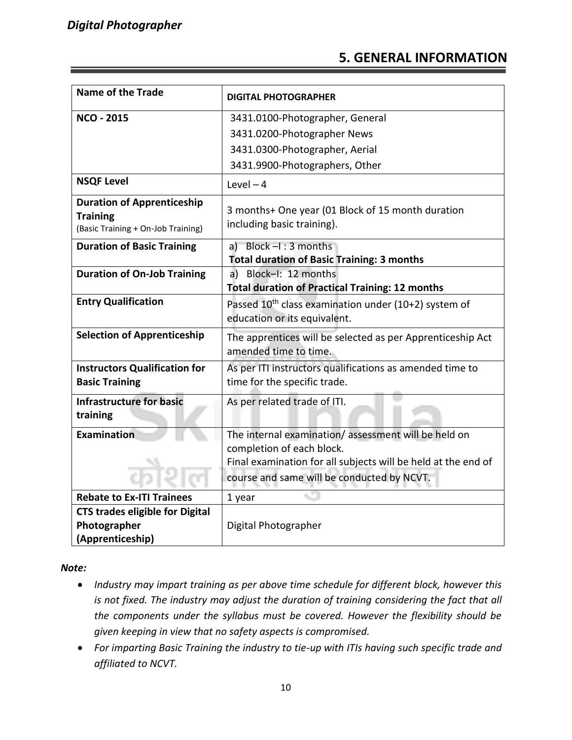# 5. GENERAL INFORMATION

| Name of the Trade | DIGITAL PHOTOGRAPHER |
|---|---|
| **NCO - 2015** | 3431.0100-Photographer, General<br>3431.0200-Photographer News<br>3431.0300-Photographer, Aerial<br>3431.9900-Photographers, Other |
| **NSQF Level** | Level – 4 |
| **Duration of Apprenticeship Training** (Basic Training + On-Job Training) | 3 months+ One year (01 Block of 15 month duration including basic training). |
| **Duration of Basic Training** | a) Block –I : 3 months<br>**Total duration of Basic Training: 3 months** |
| **Duration of On-Job Training** | a) Block–I: 12 months<br>**Total duration of Practical Training: 12 months** |
| **Entry Qualification** | Passed 10th class examination under (10+2) system of education or its equivalent. |
| **Selection of Apprenticeship** | The apprentices will be selected as per Apprenticeship Act amended time to time. |
| **Instructors Qualification for Basic Training** | As per ITI instructors qualifications as amended time to time for the specific trade. |
| **Infrastructure for basic training** | As per related trade of ITI. |
| **Examination** | The internal examination/ assessment will be held on completion of each block.<br>Final examination for all subjects will be held at the end of course and same will be conducted by NCVT. |
| **Rebate to Ex-ITI Trainees** | 1 year |
| **CTS trades eligible for Digital Photographer (Apprenticeship)** | Digital Photographer |

***Note:***

- *Industry may impart training as per above time schedule for different block, however this is not fixed. The industry may adjust the duration of training considering the fact that all the components under the syllabus must be covered. However the flexibility should be given keeping in view that no safety aspects is compromised.*
- *For imparting Basic Training the industry to tie-up with ITIs having such specific trade and affiliated to NCVT.*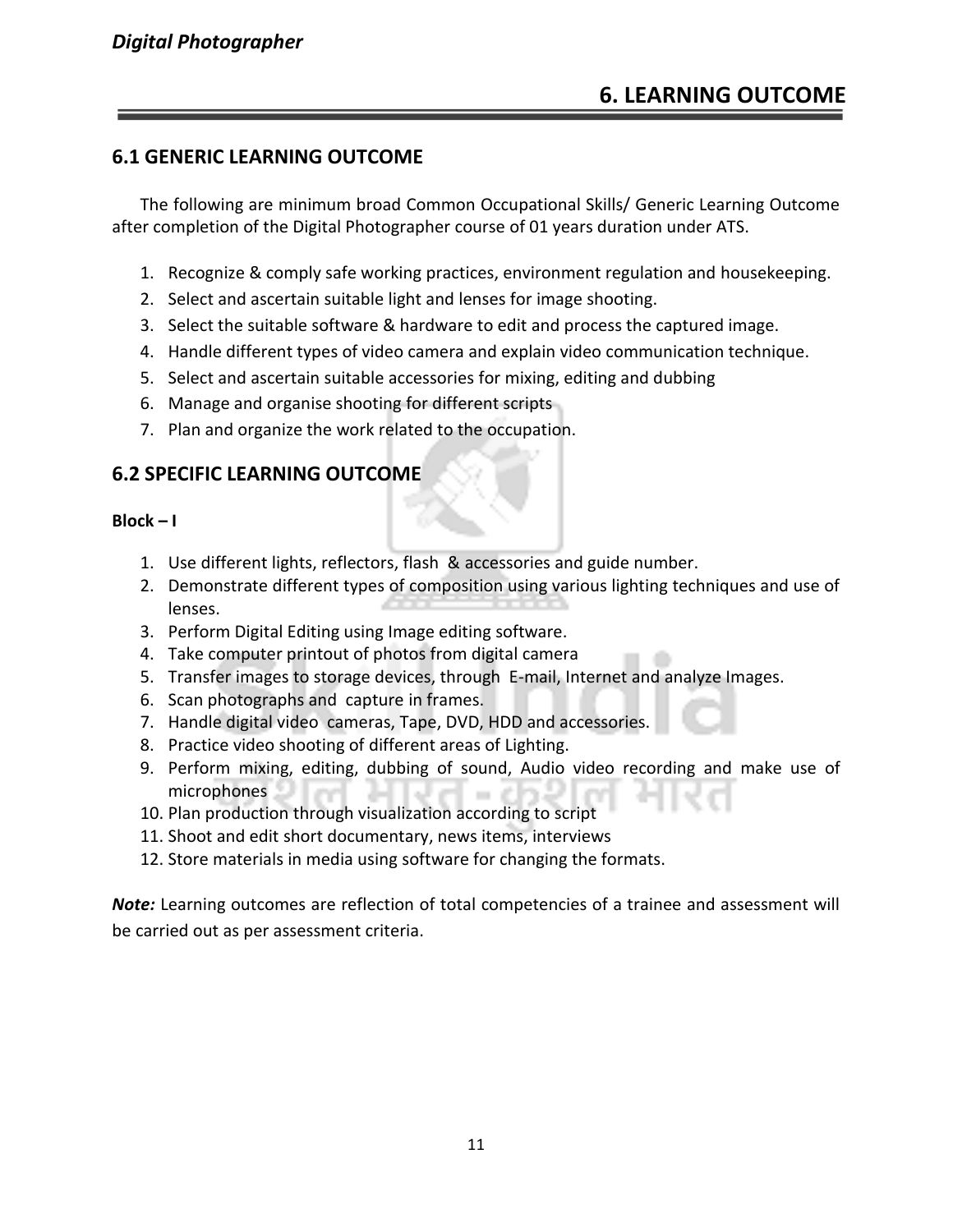## 6. LEARNING OUTCOME

### 6.1 GENERIC LEARNING OUTCOME

The following are minimum broad Common Occupational Skills/ Generic Learning Outcome after completion of the Digital Photographer course of 01 years duration under ATS.

1. Recognize & comply safe working practices, environment regulation and housekeeping.
2. Select and ascertain suitable light and lenses for image shooting.
3. Select the suitable software & hardware to edit and process the captured image.
4. Handle different types of video camera and explain video communication technique.
5. Select and ascertain suitable accessories for mixing, editing and dubbing
6. Manage and organise shooting for different scripts
7. Plan and organize the work related to the occupation.

### 6.2 SPECIFIC LEARNING OUTCOME

**Block – I**

1. Use different lights, reflectors, flash & accessories and guide number.
2. Demonstrate different types of composition using various lighting techniques and use of lenses.
3. Perform Digital Editing using Image editing software.
4. Take computer printout of photos from digital camera
5. Transfer images to storage devices, through E-mail, Internet and analyze Images.
6. Scan photographs and capture in frames.
7. Handle digital video cameras, Tape, DVD, HDD and accessories.
8. Practice video shooting of different areas of Lighting.
9. Perform mixing, editing, dubbing of sound, Audio video recording and make use of microphones
10. Plan production through visualization according to script
11. Shoot and edit short documentary, news items, interviews
12. Store materials in media using software for changing the formats.

***Note:*** Learning outcomes are reflection of total competencies of a trainee and assessment will be carried out as per assessment criteria.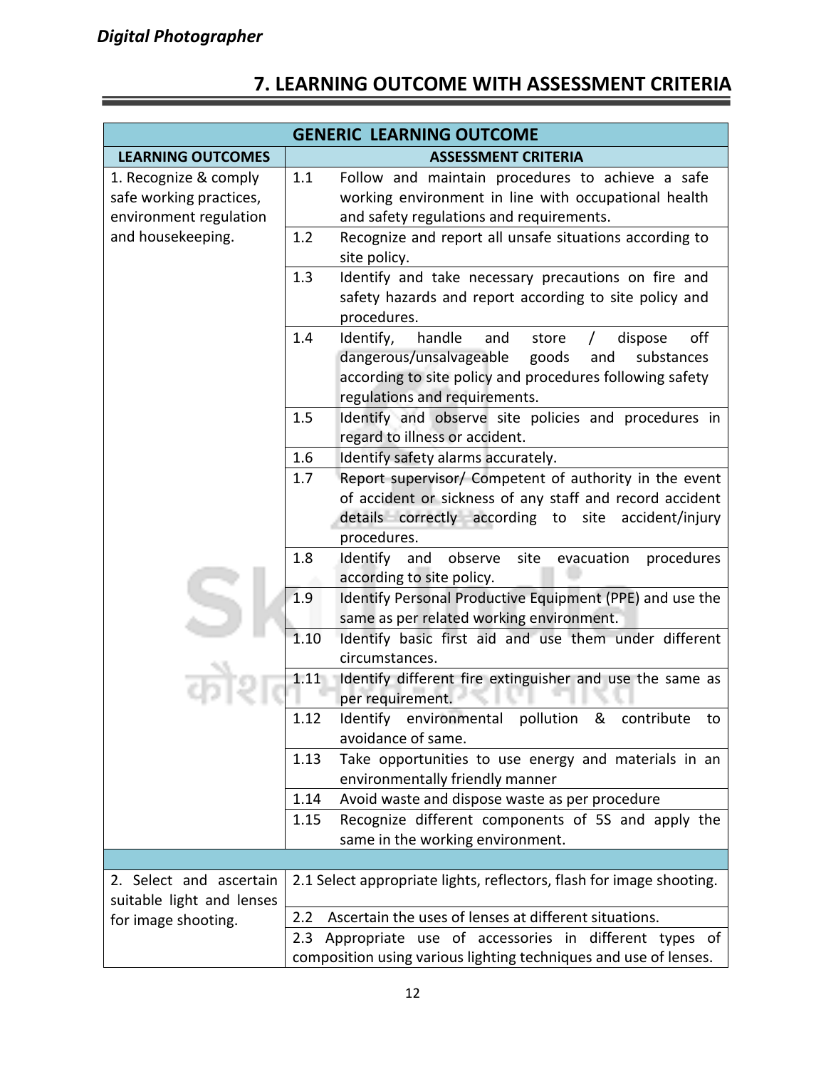## 7. LEARNING OUTCOME WITH ASSESSMENT CRITERIA

| GENERIC LEARNING OUTCOME | |
|---|---|
| **LEARNING OUTCOMES** | **ASSESSMENT CRITERIA** |
| 1. Recognize & comply safe working practices, environment regulation and housekeeping. | 1.1 Follow and maintain procedures to achieve a safe working environment in line with occupational health and safety regulations and requirements. |
| | 1.2 Recognize and report all unsafe situations according to site policy. |
| | 1.3 Identify and take necessary precautions on fire and safety hazards and report according to site policy and procedures. |
| | 1.4 Identify, handle and store / dispose off dangerous/unsalvageable goods and substances according to site policy and procedures following safety regulations and requirements. |
| | 1.5 Identify and observe site policies and procedures in regard to illness or accident. |
| | 1.6 Identify safety alarms accurately. |
| | 1.7 Report supervisor/ Competent of authority in the event of accident or sickness of any staff and record accident details correctly according to site accident/injury procedures. |
| | 1.8 Identify and observe site evacuation procedures according to site policy. |
| | 1.9 Identify Personal Productive Equipment (PPE) and use the same as per related working environment. |
| | 1.10 Identify basic first aid and use them under different circumstances. |
| | 1.11 Identify different fire extinguisher and use the same as per requirement. |
| | 1.12 Identify environmental pollution & contribute to avoidance of same. |
| | 1.13 Take opportunities to use energy and materials in an environmentally friendly manner |
| | 1.14 Avoid waste and dispose waste as per procedure |
| | 1.15 Recognize different components of 5S and apply the same in the working environment. |
| | |
| 2. Select and ascertain suitable light and lenses for image shooting. | 2.1 Select appropriate lights, reflectors, flash for image shooting. |
| | 2.2 Ascertain the uses of lenses at different situations. |
| | 2.3 Appropriate use of accessories in different types of composition using various lighting techniques and use of lenses. |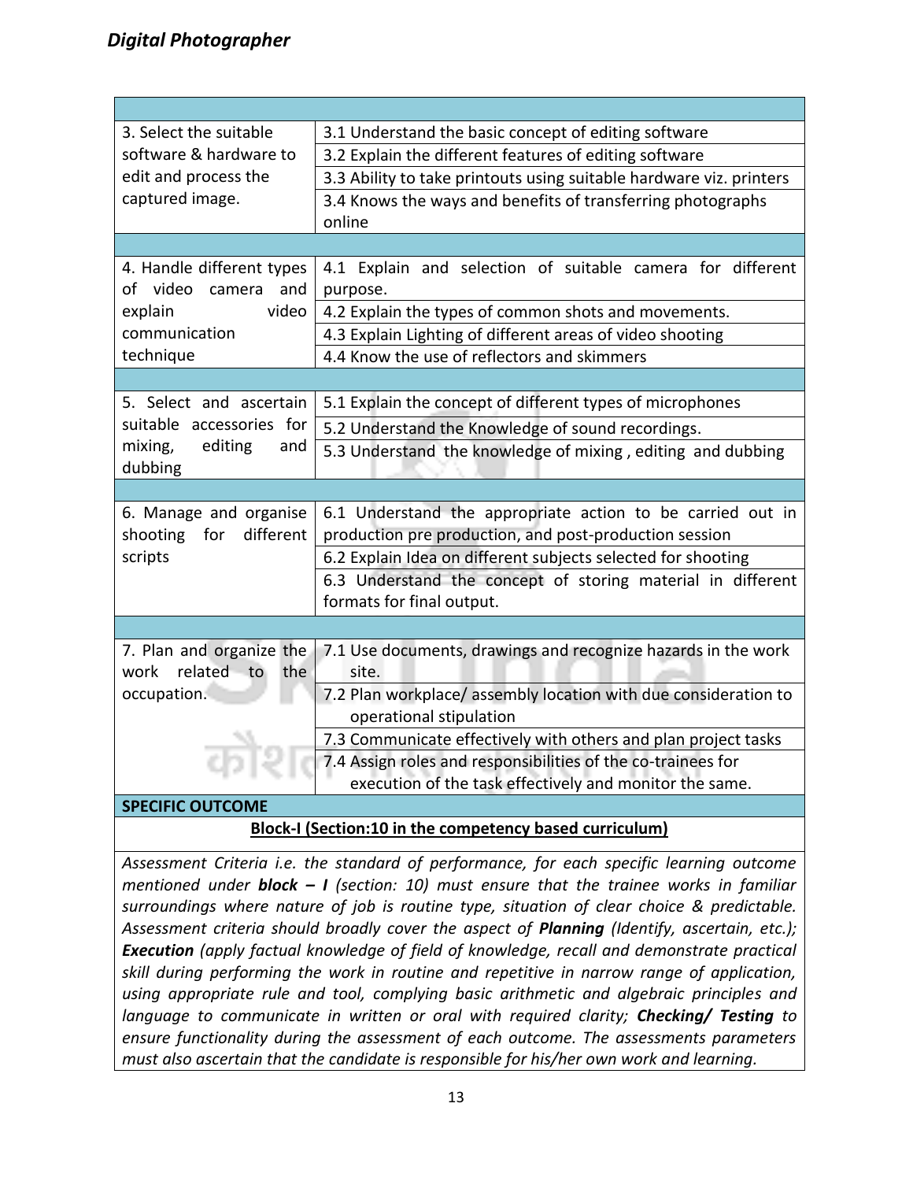| | |
|---|---|
| 3. Select the suitable software & hardware to edit and process the captured image. | 3.1 Understand the basic concept of editing software |
| | 3.2 Explain the different features of editing software |
| | 3.3 Ability to take printouts using suitable hardware viz. printers |
| | 3.4 Knows the ways and benefits of transferring photographs online |
| | |
| 4. Handle different types of video camera and explain video communication technique | 4.1 Explain and selection of suitable camera for different purpose. |
| | 4.2 Explain the types of common shots and movements. |
| | 4.3 Explain Lighting of different areas of video shooting |
| | 4.4 Know the use of reflectors and skimmers |
| | |
| 5. Select and ascertain suitable accessories for mixing, editing and dubbing | 5.1 Explain the concept of different types of microphones |
| | 5.2 Understand the Knowledge of sound recordings. |
| | 5.3 Understand the knowledge of mixing , editing and dubbing |
| | |
| 6. Manage and organise shooting for different scripts | 6.1 Understand the appropriate action to be carried out in production pre production, and post-production session |
| | 6.2 Explain Idea on different subjects selected for shooting |
| | 6.3 Understand the concept of storing material in different formats for final output. |
| | |
| 7. Plan and organize the work related to the occupation. | 7.1 Use documents, drawings and recognize hazards in the work site. |
| | 7.2 Plan workplace/ assembly location with due consideration to operational stipulation |
| | 7.3 Communicate effectively with others and plan project tasks |
| | 7.4 Assign roles and responsibilities of the co-trainees for execution of the task effectively and monitor the same. |

**SPECIFIC OUTCOME**

**Block-I (Section:10 in the competency based curriculum)**

*Assessment Criteria i.e. the standard of performance, for each specific learning outcome mentioned under **block – I** (section: 10) must ensure that the trainee works in familiar surroundings where nature of job is routine type, situation of clear choice & predictable. Assessment criteria should broadly cover the aspect of **Planning** (Identify, ascertain, etc.); **Execution** (apply factual knowledge of field of knowledge, recall and demonstrate practical skill during performing the work in routine and repetitive in narrow range of application, using appropriate rule and tool, complying basic arithmetic and algebraic principles and language to communicate in written or oral with required clarity; **Checking/ Testing** to ensure functionality during the assessment of each outcome. The assessments parameters must also ascertain that the candidate is responsible for his/her own work and learning.*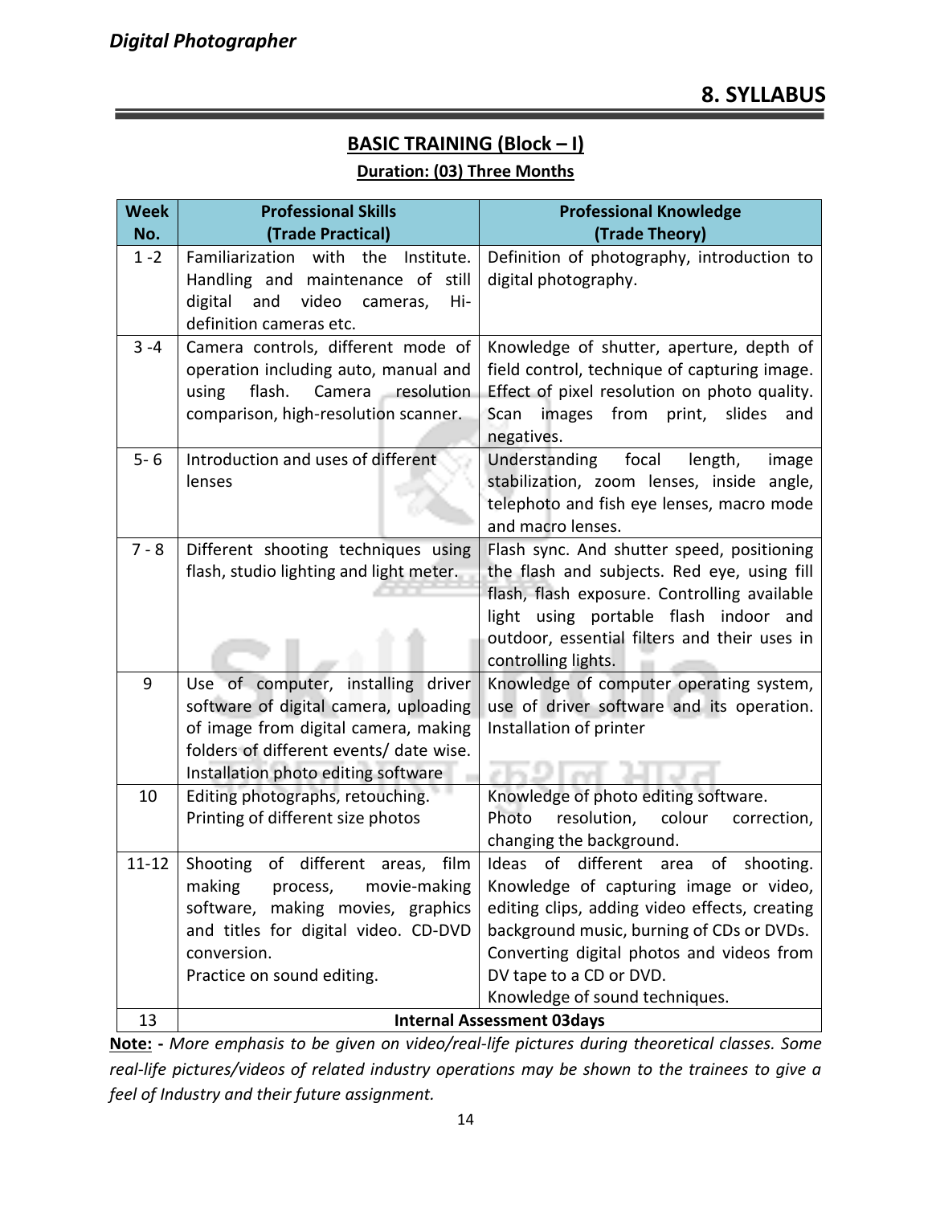# 8. SYLLABUS

## BASIC TRAINING (Block – I)

**Duration: (03) Three Months**

| Week No. | Professional Skills (Trade Practical) | Professional Knowledge (Trade Theory) |
|---|---|---|
| 1 -2 | Familiarization with the Institute. Handling and maintenance of still digital and video cameras, Hi-definition cameras etc. | Definition of photography, introduction to digital photography. |
| 3 -4 | Camera controls, different mode of operation including auto, manual and using flash. Camera resolution comparison, high-resolution scanner. | Knowledge of shutter, aperture, depth of field control, technique of capturing image. Effect of pixel resolution on photo quality. Scan images from print, slides and negatives. |
| 5- 6 | Introduction and uses of different lenses | Understanding focal length, image stabilization, zoom lenses, inside angle, telephoto and fish eye lenses, macro mode and macro lenses. |
| 7 - 8 | Different shooting techniques using flash, studio lighting and light meter. | Flash sync. And shutter speed, positioning the flash and subjects. Red eye, using fill flash, flash exposure. Controlling available light using portable flash indoor and outdoor, essential filters and their uses in controlling lights. |
| 9 | Use of computer, installing driver software of digital camera, uploading of image from digital camera, making folders of different events/ date wise. Installation photo editing software | Knowledge of computer operating system, use of driver software and its operation. Installation of printer |
| 10 | Editing photographs, retouching. Printing of different size photos | Knowledge of photo editing software. Photo resolution, colour correction, changing the background. |
| 11-12 | Shooting of different areas, film making process, movie-making software, making movies, graphics and titles for digital video. CD-DVD conversion. Practice on sound editing. | Ideas of different area of shooting. Knowledge of capturing image or video, editing clips, adding video effects, creating background music, burning of CDs or DVDs. Converting digital photos and videos from DV tape to a CD or DVD. Knowledge of sound techniques. |
| 13 | **Internal Assessment 03days** | |

**Note: -** *More emphasis to be given on video/real-life pictures during theoretical classes. Some real-life pictures/videos of related industry operations may be shown to the trainees to give a feel of Industry and their future assignment.*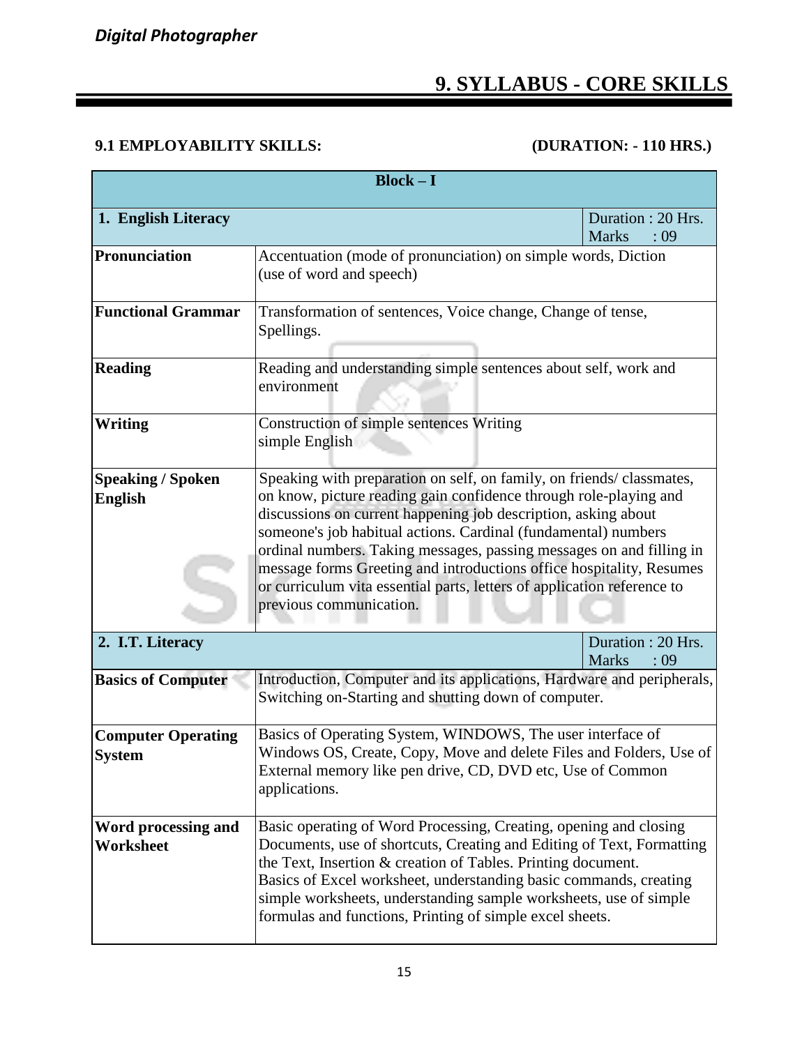# 9. SYLLABUS - CORE SKILLS

**9.1 EMPLOYABILITY SKILLS: (DURATION: - 110 HRS.)**

| **Block – I** | | |
|---|---|---|
| **1. English Literacy** | | Duration : 20 Hrs.<br>Marks : 09 |
| **Pronunciation** | Accentuation (mode of pronunciation) on simple words, Diction (use of word and speech) | |
| **Functional Grammar** | Transformation of sentences, Voice change, Change of tense, Spellings. | |
| **Reading** | Reading and understanding simple sentences about self, work and environment | |
| **Writing** | Construction of simple sentences Writing simple English | |
| **Speaking / Spoken English** | Speaking with preparation on self, on family, on friends/ classmates, on know, picture reading gain confidence through role-playing and discussions on current happening job description, asking about someone's job habitual actions. Cardinal (fundamental) numbers ordinal numbers. Taking messages, passing messages on and filling in message forms Greeting and introductions office hospitality, Resumes or curriculum vita essential parts, letters of application reference to previous communication. | |
| **2. I.T. Literacy** | | Duration : 20 Hrs.<br>Marks : 09 |
| **Basics of Computer** | Introduction, Computer and its applications, Hardware and peripherals, Switching on-Starting and shutting down of computer. | |
| **Computer Operating System** | Basics of Operating System, WINDOWS, The user interface of Windows OS, Create, Copy, Move and delete Files and Folders, Use of External memory like pen drive, CD, DVD etc, Use of Common applications. | |
| **Word processing and Worksheet** | Basic operating of Word Processing, Creating, opening and closing Documents, use of shortcuts, Creating and Editing of Text, Formatting the Text, Insertion & creation of Tables. Printing document.<br>Basics of Excel worksheet, understanding basic commands, creating simple worksheets, understanding sample worksheets, use of simple formulas and functions, Printing of simple excel sheets. | |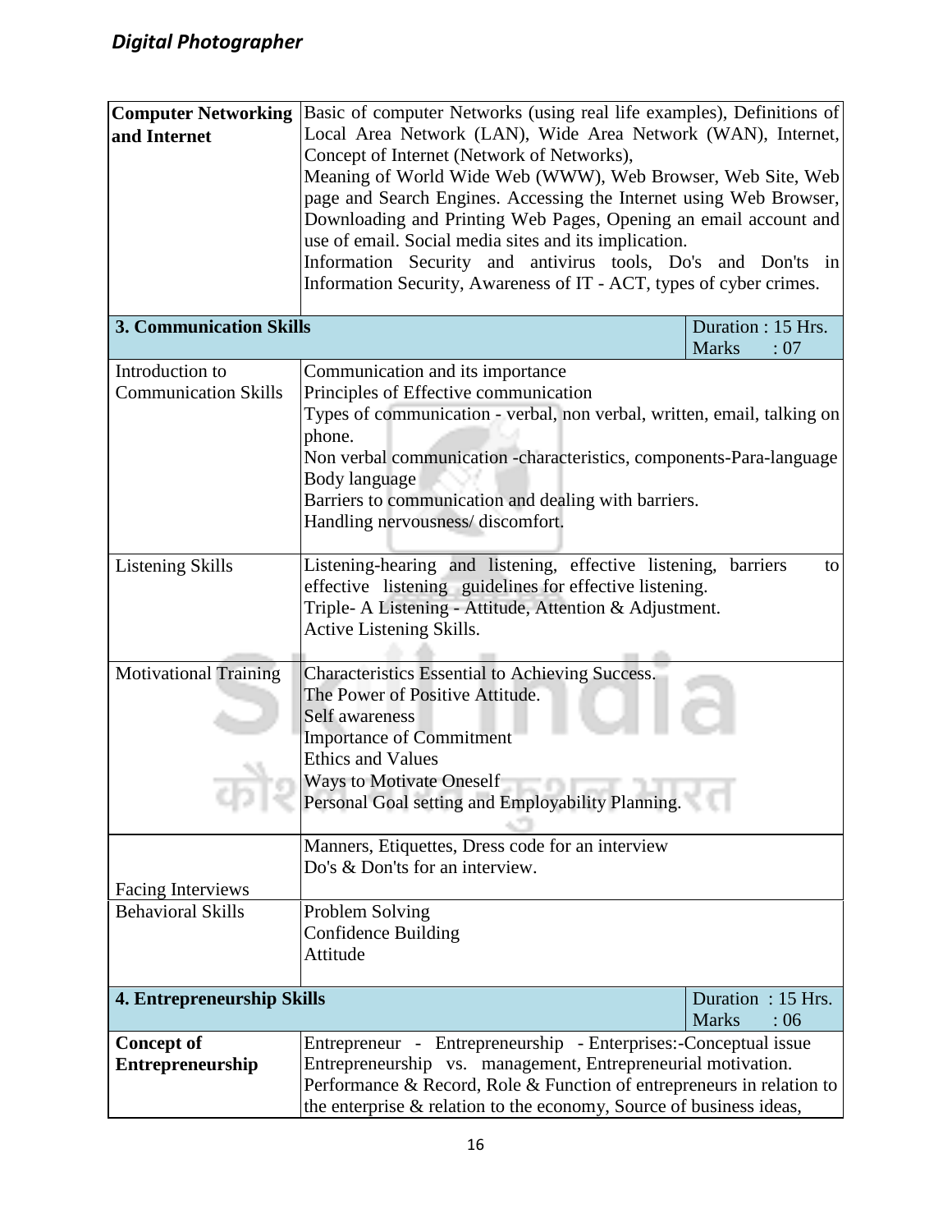| | | |
|---|---|---|
| **Computer Networking and Internet** | Basic of computer Networks (using real life examples), Definitions of Local Area Network (LAN), Wide Area Network (WAN), Internet, Concept of Internet (Network of Networks), Meaning of World Wide Web (WWW), Web Browser, Web Site, Web page and Search Engines. Accessing the Internet using Web Browser, Downloading and Printing Web Pages, Opening an email account and use of email. Social media sites and its implication. Information Security and antivirus tools, Do's and Don'ts in Information Security, Awareness of IT - ACT, types of cyber crimes. | |
| **3. Communication Skills** | | Duration : 15 Hrs. Marks : 07 |
| Introduction to Communication Skills | Communication and its importance<br>Principles of Effective communication<br>Types of communication - verbal, non verbal, written, email, talking on phone.<br>Non verbal communication -characteristics, components-Para-language Body language<br>Barriers to communication and dealing with barriers.<br>Handling nervousness/ discomfort. | |
| Listening Skills | Listening-hearing and listening, effective listening, barriers to effective listening guidelines for effective listening.<br>Triple- A Listening - Attitude, Attention & Adjustment.<br>Active Listening Skills. | |
| Motivational Training | Characteristics Essential to Achieving Success.<br>The Power of Positive Attitude.<br>Self awareness<br>Importance of Commitment<br>Ethics and Values<br>Ways to Motivate Oneself<br>Personal Goal setting and Employability Planning. | |
| Facing Interviews | Manners, Etiquettes, Dress code for an interview<br>Do's & Don'ts for an interview. | |
| Behavioral Skills | Problem Solving<br>Confidence Building<br>Attitude | |
| **4. Entrepreneurship Skills** | | Duration : 15 Hrs. Marks : 06 |
| **Concept of Entrepreneurship** | Entrepreneur - Entrepreneurship - Enterprises:-Conceptual issue Entrepreneurship vs. management, Entrepreneurial motivation. Performance & Record, Role & Function of entrepreneurs in relation to the enterprise & relation to the economy, Source of business ideas, | |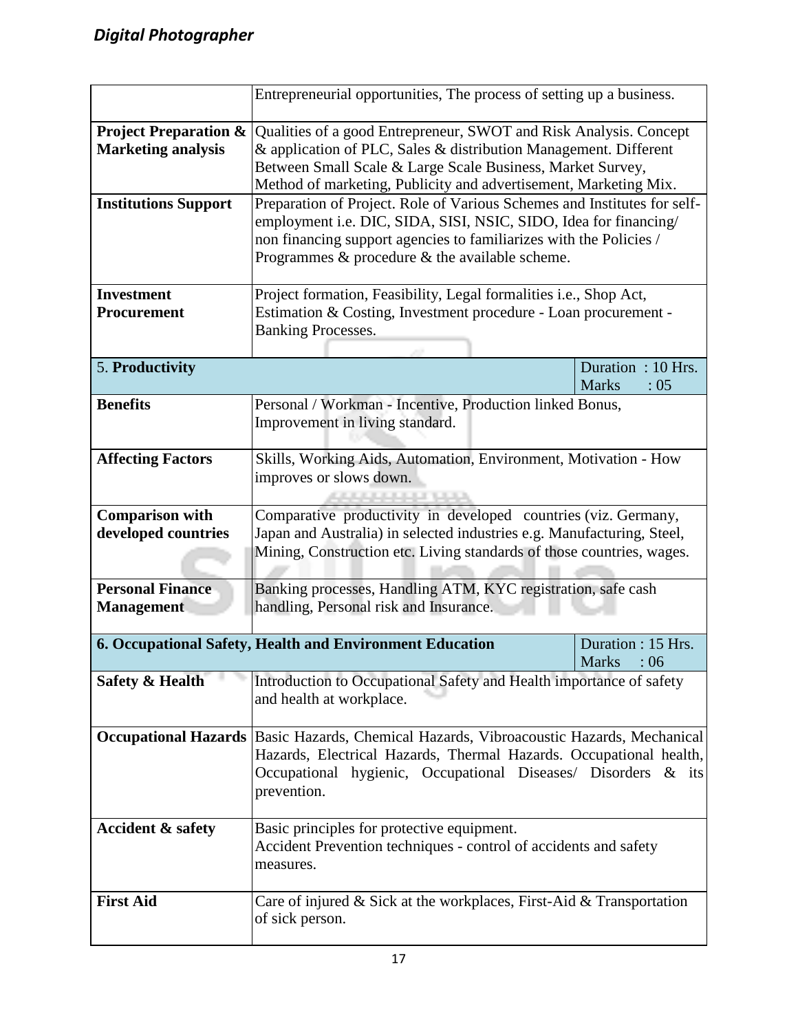| | | |
|---|---|---|
| | Entrepreneurial opportunities, The process of setting up a business. | |
| **Project Preparation & Marketing analysis** | Qualities of a good Entrepreneur, SWOT and Risk Analysis. Concept & application of PLC, Sales & distribution Management. Different Between Small Scale & Large Scale Business, Market Survey, Method of marketing, Publicity and advertisement, Marketing Mix. | |
| **Institutions Support** | Preparation of Project. Role of Various Schemes and Institutes for self-employment i.e. DIC, SIDA, SISI, NSIC, SIDO, Idea for financing/ non financing support agencies to familiarizes with the Policies / Programmes & procedure & the available scheme. | |
| **Investment Procurement** | Project formation, Feasibility, Legal formalities i.e., Shop Act, Estimation & Costing, Investment procedure - Loan procurement - Banking Processes. | |
| 5. **Productivity** | | Duration : 10 Hrs. Marks : 05 |
| **Benefits** | Personal / Workman - Incentive, Production linked Bonus, Improvement in living standard. | |
| **Affecting Factors** | Skills, Working Aids, Automation, Environment, Motivation - How improves or slows down. | |
| **Comparison with developed countries** | Comparative productivity in developed countries (viz. Germany, Japan and Australia) in selected industries e.g. Manufacturing, Steel, Mining, Construction etc. Living standards of those countries, wages. | |
| **Personal Finance Management** | Banking processes, Handling ATM, KYC registration, safe cash handling, Personal risk and Insurance. | |
| **6. Occupational Safety, Health and Environment Education** | | Duration : 15 Hrs. Marks : 06 |
| **Safety & Health** | Introduction to Occupational Safety and Health importance of safety and health at workplace. | |
| **Occupational Hazards** | Basic Hazards, Chemical Hazards, Vibroacoustic Hazards, Mechanical Hazards, Electrical Hazards, Thermal Hazards. Occupational health, Occupational hygienic, Occupational Diseases/ Disorders & its prevention. | |
| **Accident & safety** | Basic principles for protective equipment.<br>Accident Prevention techniques - control of accidents and safety measures. | |
| **First Aid** | Care of injured & Sick at the workplaces, First-Aid & Transportation of sick person. | |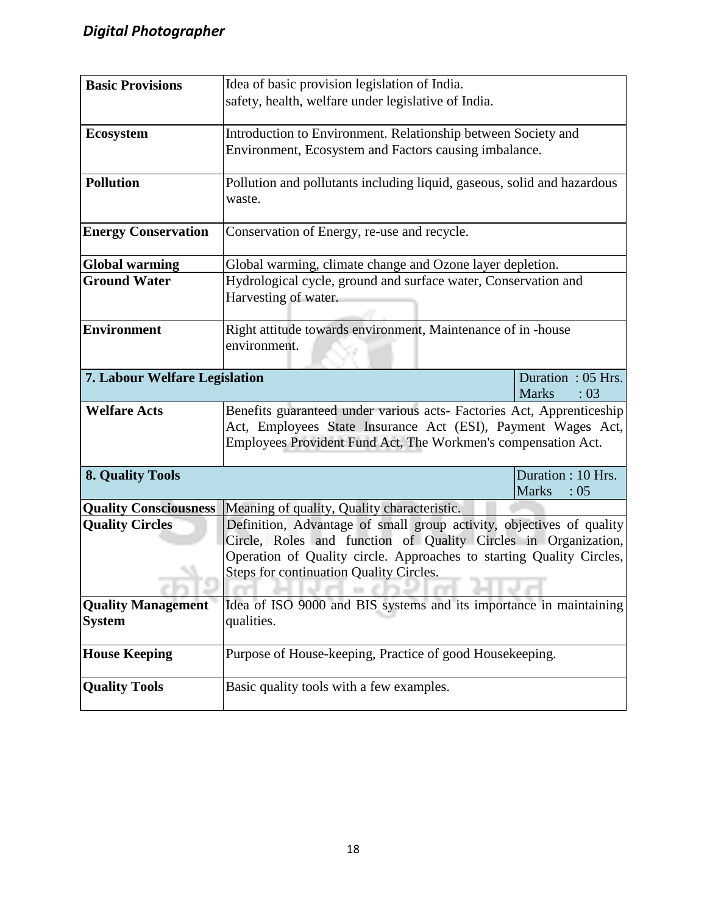| | |
|---|---|
| **Basic Provisions** | Idea of basic provision legislation of India.<br>safety, health, welfare under legislative of India. |
| **Ecosystem** | Introduction to Environment. Relationship between Society and Environment, Ecosystem and Factors causing imbalance. |
| **Pollution** | Pollution and pollutants including liquid, gaseous, solid and hazardous waste. |
| **Energy Conservation** | Conservation of Energy, re-use and recycle. |
| **Global warming** | Global warming, climate change and Ozone layer depletion. |
| **Ground Water** | Hydrological cycle, ground and surface water, Conservation and Harvesting of water. |
| **Environment** | Right attitude towards environment, Maintenance of in -house environment. |

| **7. Labour Welfare Legislation** | Duration : 05 Hrs.<br>Marks : 03 |
|---|---|
| **Welfare Acts** | Benefits guaranteed under various acts- Factories Act, Apprenticeship Act, Employees State Insurance Act (ESI), Payment Wages Act, Employees Provident Fund Act, The Workmen's compensation Act. |

| **8. Quality Tools** | Duration : 10 Hrs.<br>Marks : 05 |
|---|---|
| **Quality Consciousness** | Meaning of quality, Quality characteristic. |
| **Quality Circles** | Definition, Advantage of small group activity, objectives of quality Circle, Roles and function of Quality Circles in Organization, Operation of Quality circle. Approaches to starting Quality Circles, Steps for continuation Quality Circles. |
| **Quality Management System** | Idea of ISO 9000 and BIS systems and its importance in maintaining qualities. |
| **House Keeping** | Purpose of House-keeping, Practice of good Housekeeping. |
| **Quality Tools** | Basic quality tools with a few examples. |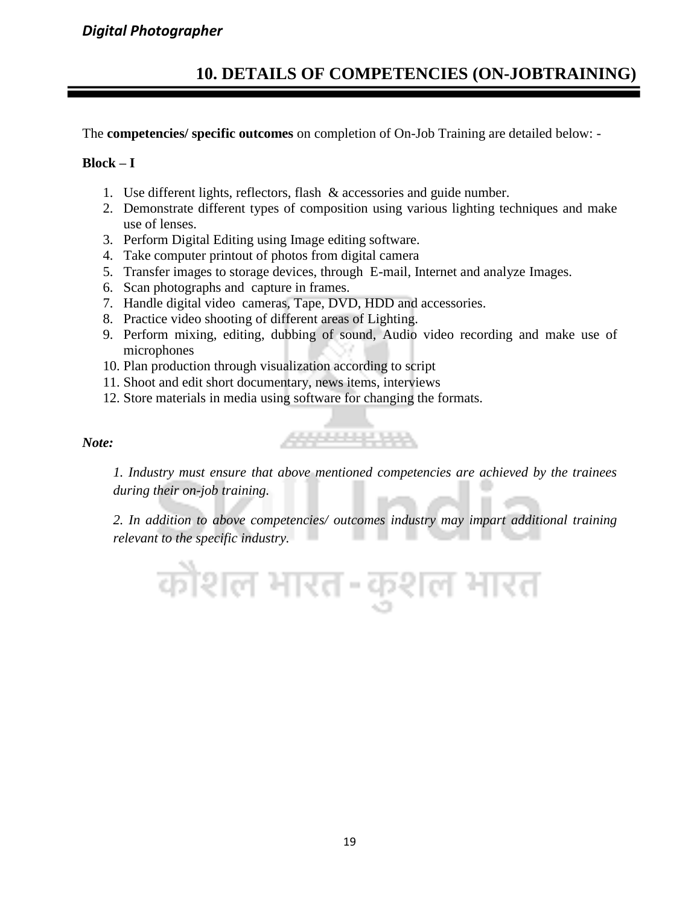## 10. DETAILS OF COMPETENCIES (ON-JOBTRAINING)

The **competencies/ specific outcomes** on completion of On-Job Training are detailed below: -

**Block – I**

1. Use different lights, reflectors, flash & accessories and guide number.
2. Demonstrate different types of composition using various lighting techniques and make use of lenses.
3. Perform Digital Editing using Image editing software.
4. Take computer printout of photos from digital camera
5. Transfer images to storage devices, through E-mail, Internet and analyze Images.
6. Scan photographs and capture in frames.
7. Handle digital video cameras, Tape, DVD, HDD and accessories.
8. Practice video shooting of different areas of Lighting.
9. Perform mixing, editing, dubbing of sound, Audio video recording and make use of microphones
10. Plan production through visualization according to script
11. Shoot and edit short documentary, news items, interviews
12. Store materials in media using software for changing the formats.

***Note:***

*1. Industry must ensure that above mentioned competencies are achieved by the trainees during their on-job training.*

*2. In addition to above competencies/ outcomes industry may impart additional training relevant to the specific industry.*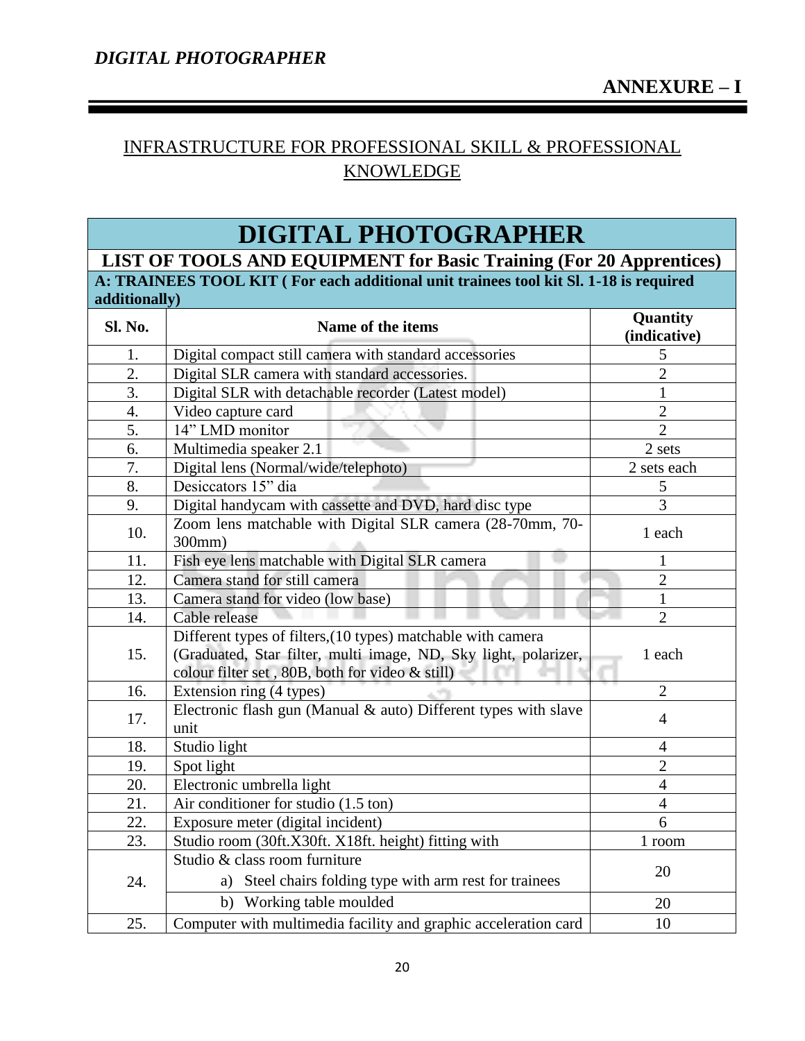**ANNEXURE – I**

## INFRASTRUCTURE FOR PROFESSIONAL SKILL & PROFESSIONAL KNOWLEDGE

| DIGITAL PHOTOGRAPHER | | |
|---|---|---|
| **LIST OF TOOLS AND EQUIPMENT for Basic Training (For 20 Apprentices)** | | |
| **A: TRAINEES TOOL KIT ( For each additional unit trainees tool kit Sl. 1-18 is required additionally)** | | |
| **Sl. No.** | **Name of the items** | **Quantity (indicative)** |
| 1. | Digital compact still camera with standard accessories | 5 |
| 2. | Digital SLR camera with standard accessories. | 2 |
| 3. | Digital SLR with detachable recorder (Latest model) | 1 |
| 4. | Video capture card | 2 |
| 5. | 14" LMD monitor | 2 |
| 6. | Multimedia speaker 2.1 | 2 sets |
| 7. | Digital lens (Normal/wide/telephoto) | 2 sets each |
| 8. | Desiccators 15" dia | 5 |
| 9. | Digital handycam with cassette and DVD, hard disc type | 3 |
| 10. | Zoom lens matchable with Digital SLR camera (28-70mm, 70-300mm) | 1 each |
| 11. | Fish eye lens matchable with Digital SLR camera | 1 |
| 12. | Camera stand for still camera | 2 |
| 13. | Camera stand for video (low base) | 1 |
| 14. | Cable release | 2 |
| 15. | Different types of filters,(10 types) matchable with camera (Graduated, Star filter, multi image, ND, Sky light, polarizer, colour filter set , 80B, both for video & still) | 1 each |
| 16. | Extension ring (4 types) | 2 |
| 17. | Electronic flash gun (Manual & auto) Different types with slave unit | 4 |
| 18. | Studio light | 4 |
| 19. | Spot light | 2 |
| 20. | Electronic umbrella light | 4 |
| 21. | Air conditioner for studio (1.5 ton) | 4 |
| 22. | Exposure meter (digital incident) | 6 |
| 23. | Studio room (30ft.X30ft. X18ft. height) fitting with | 1 room |
| 24. | Studio & class room furniture<br>a) Steel chairs folding type with arm rest for trainees | 20 |
| | b) Working table moulded | 20 |
| 25. | Computer with multimedia facility and graphic acceleration card | 10 |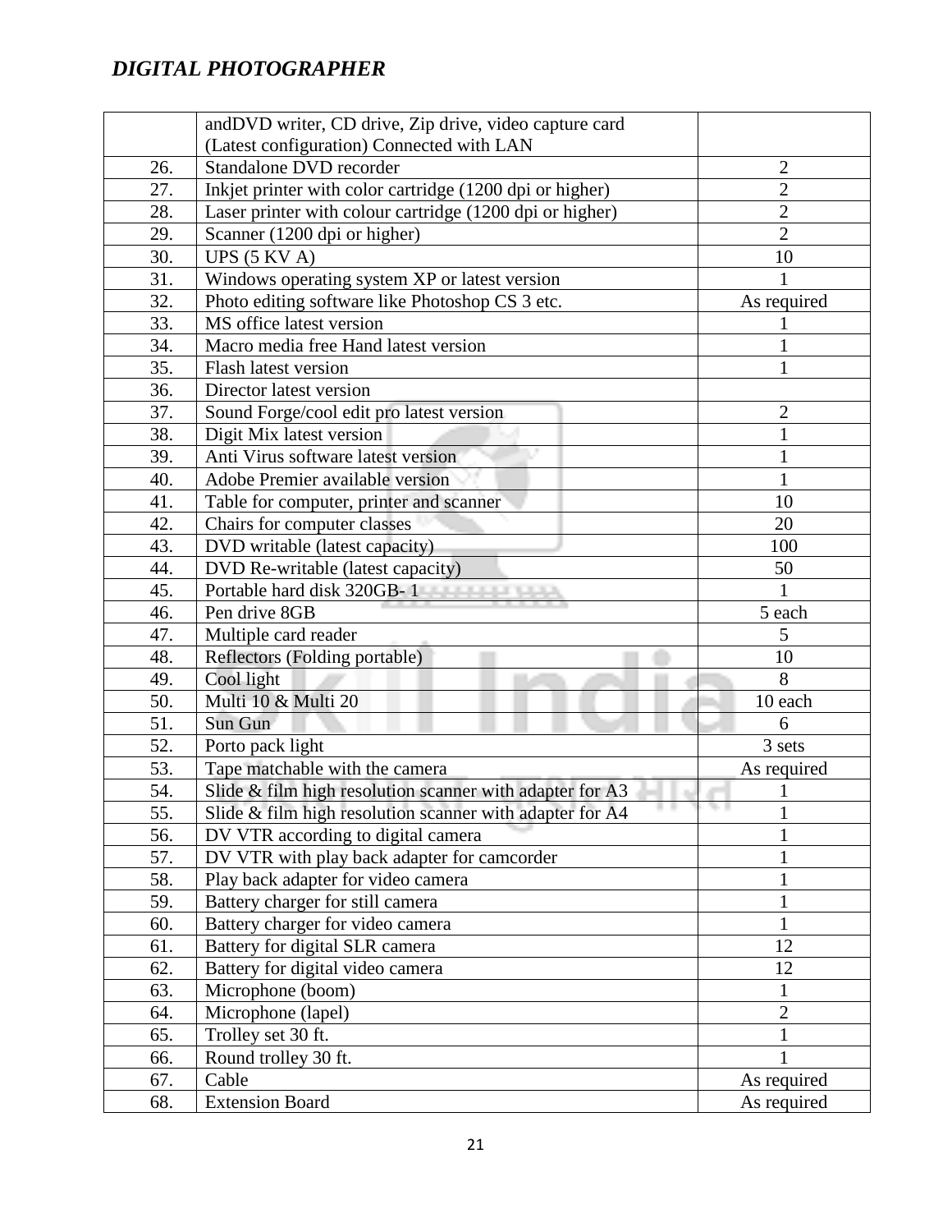| | andDVD writer, CD drive, Zip drive, video capture card (Latest configuration) Connected with LAN | |
|---|---|---|
| 26. | Standalone DVD recorder | 2 |
| 27. | Inkjet printer with color cartridge (1200 dpi or higher) | 2 |
| 28. | Laser printer with colour cartridge (1200 dpi or higher) | 2 |
| 29. | Scanner (1200 dpi or higher) | 2 |
| 30. | UPS (5 KV A) | 10 |
| 31. | Windows operating system XP or latest version | 1 |
| 32. | Photo editing software like Photoshop CS 3 etc. | As required |
| 33. | MS office latest version | 1 |
| 34. | Macro media free Hand latest version | 1 |
| 35. | Flash latest version | 1 |
| 36. | Director latest version | |
| 37. | Sound Forge/cool edit pro latest version | 2 |
| 38. | Digit Mix latest version | 1 |
| 39. | Anti Virus software latest version | 1 |
| 40. | Adobe Premier available version | 1 |
| 41. | Table for computer, printer and scanner | 10 |
| 42. | Chairs for computer classes | 20 |
| 43. | DVD writable (latest capacity) | 100 |
| 44. | DVD Re-writable (latest capacity) | 50 |
| 45. | Portable hard disk 320GB- 1 | 1 |
| 46. | Pen drive 8GB | 5 each |
| 47. | Multiple card reader | 5 |
| 48. | Reflectors (Folding portable) | 10 |
| 49. | Cool light | 8 |
| 50. | Multi 10 & Multi 20 | 10 each |
| 51. | Sun Gun | 6 |
| 52. | Porto pack light | 3 sets |
| 53. | Tape matchable with the camera | As required |
| 54. | Slide & film high resolution scanner with adapter for A3 | 1 |
| 55. | Slide & film high resolution scanner with adapter for A4 | 1 |
| 56. | DV VTR according to digital camera | 1 |
| 57. | DV VTR with play back adapter for camcorder | 1 |
| 58. | Play back adapter for video camera | 1 |
| 59. | Battery charger for still camera | 1 |
| 60. | Battery charger for video camera | 1 |
| 61. | Battery for digital SLR camera | 12 |
| 62. | Battery for digital video camera | 12 |
| 63. | Microphone (boom) | 1 |
| 64. | Microphone (lapel) | 2 |
| 65. | Trolley set 30 ft. | 1 |
| 66. | Round trolley 30 ft. | 1 |
| 67. | Cable | As required |
| 68. | Extension Board | As required |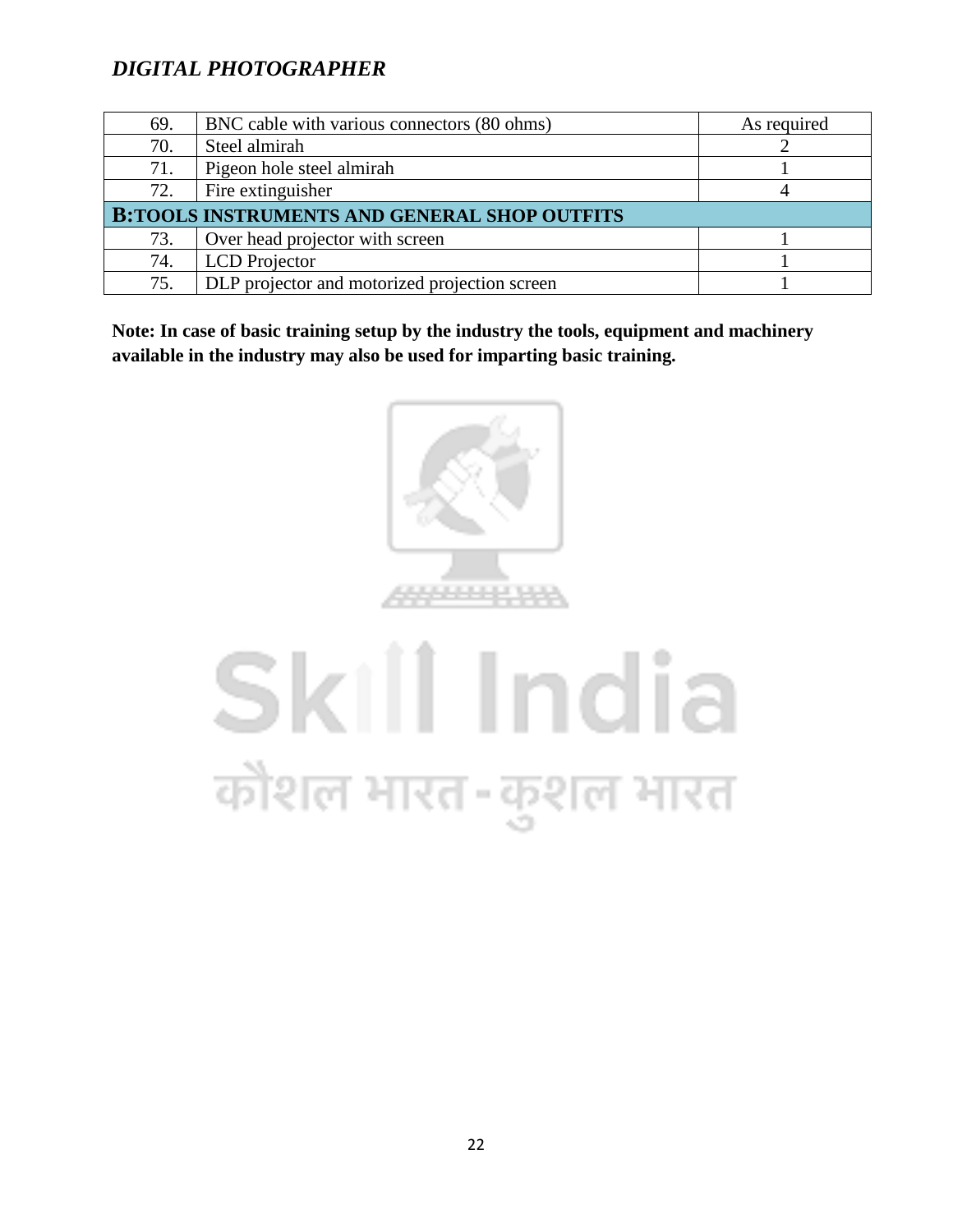| | | |
|---|---|---|
| 69. | BNC cable with various connectors (80 ohms) | As required |
| 70. | Steel almirah | 2 |
| 71. | Pigeon hole steel almirah | 1 |
| 72. | Fire extinguisher | 4 |
| **B:TOOLS INSTRUMENTS AND GENERAL SHOP OUTFITS** | | |
| 73. | Over head projector with screen | 1 |
| 74. | LCD Projector | 1 |
| 75. | DLP projector and motorized projection screen | 1 |

**Note: In case of basic training setup by the industry the tools, equipment and machinery available in the industry may also be used for imparting basic training.**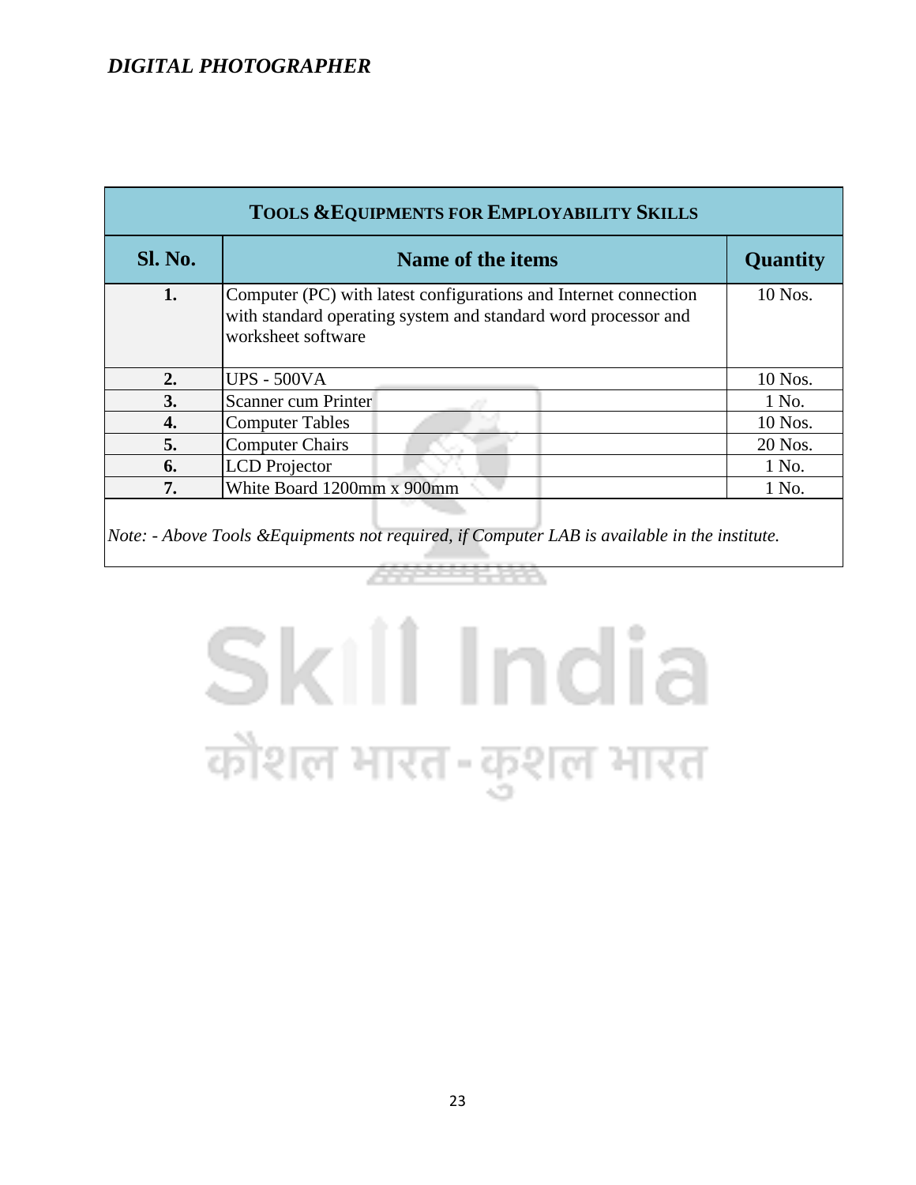| **TOOLS & EQUIPMENTS FOR EMPLOYABILITY SKILLS** | | |
|---|---|---|
| **Sl. No.** | **Name of the items** | **Quantity** |
| **1.** | Computer (PC) with latest configurations and Internet connection with standard operating system and standard word processor and worksheet software | 10 Nos. |
| **2.** | UPS - 500VA | 10 Nos. |
| **3.** | Scanner cum Printer | 1 No. |
| **4.** | Computer Tables | 10 Nos. |
| **5.** | Computer Chairs | 20 Nos. |
| **6.** | LCD Projector | 1 No. |
| **7.** | White Board 1200mm x 900mm | 1 No. |

*Note: - Above Tools &Equipments not required, if Computer LAB is available in the institute.*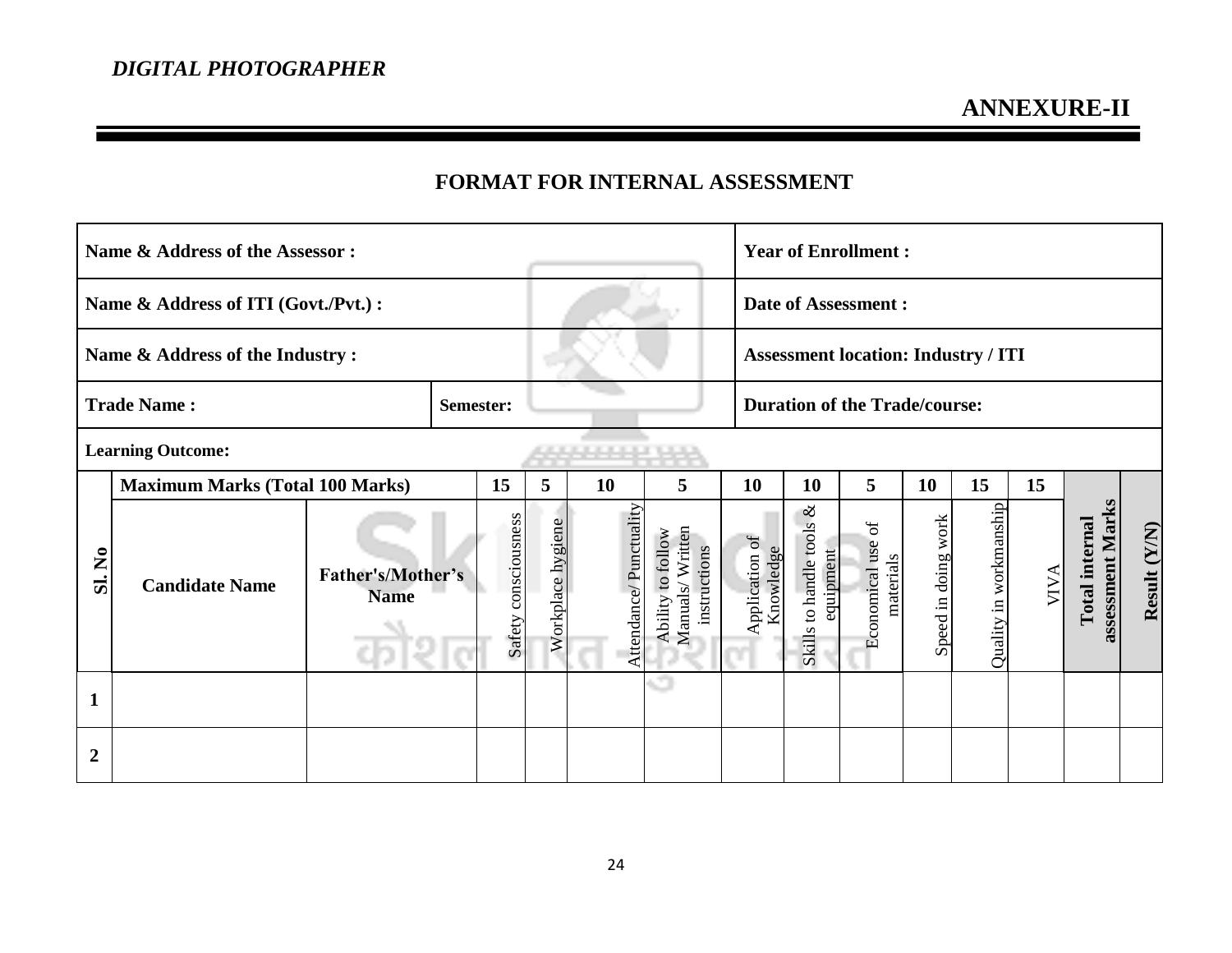*DIGITAL PHOTOGRAPHER*

## ANNEXURE-II

### FORMAT FOR INTERNAL ASSESSMENT

| | | | | | | | | | | | | | | | |
|---|---|---|---|---|---|---|---|---|---|---|---|---|---|---|---|
| **Name & Address of the Assessor :** | | | | | | | | **Year of Enrollment :** | | | | | | | |
| **Name & Address of ITI (Govt./Pvt.) :** | | | | | | | | **Date of Assessment :** | | | | | | | |
| **Name & Address of the Industry :** | | | | | | | | **Assessment location: Industry / ITI** | | | | | | | |
| **Trade Name :** | | **Semester:** | | | | | | **Duration of the Trade/course:** | | | | | | | |
| **Learning Outcome:** | | | | | | | | | | | | | | | |
| | **Maximum Marks (Total 100 Marks)** | | **15** | **5** | **10** | **5** | **10** | **10** | **5** | **10** | **15** | **15** | | | |
| **Sl. No** | **Candidate Name** | **Father's/Mother's Name** | Safety consciousness | Workplace hygiene | Attendance/ Punctuality | Ability to follow Manuals/ Written instructions | Application of Knowledge | Skills to handle tools & equipment | Economical use of materials | Speed in doing work | Quality in workmanship | VIVA | **Total internal assessment Marks** | **Result (Y/N)** | |
| **1** | | | | | | | | | | | | | | | |
| **2** | | | | | | | | | | | | | | | |